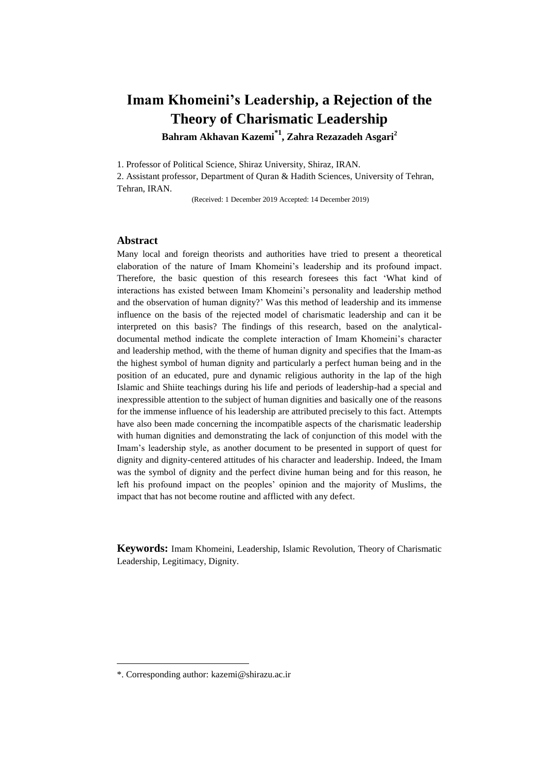# Imam Khomeini's Leadership, a Rejection of the Theory of Charismatic Leadership

**Bahram Akhavan Kazemi*[1], Zahra Rezazadeh Asgari[2]**

1. Professor of Political Science, Shiraz University, Shiraz, IRAN.
2. Assistant professor, Department of Quran & Hadith Sciences, University of Tehran, Tehran, IRAN.

(Received: 1 December 2019 Accepted: 14 December 2019)

## Abstract

Many local and foreign theorists and authorities have tried to present a theoretical elaboration of the nature of Imam Khomeini's leadership and its profound impact. Therefore, the basic question of this research foresees this fact 'What kind of interactions has existed between Imam Khomeini's personality and leadership method and the observation of human dignity?' Was this method of leadership and its immense influence on the basis of the rejected model of charismatic leadership and can it be interpreted on this basis? The findings of this research, based on the analytical-documental method indicate the complete interaction of Imam Khomeini's character and leadership method, with the theme of human dignity and specifies that the Imam-as the highest symbol of human dignity and particularly a perfect human being and in the position of an educated, pure and dynamic religious authority in the lap of the high Islamic and Shiite teachings during his life and periods of leadership-had a special and inexpressible attention to the subject of human dignities and basically one of the reasons for the immense influence of his leadership are attributed precisely to this fact. Attempts have also been made concerning the incompatible aspects of the charismatic leadership with human dignities and demonstrating the lack of conjunction of this model with the Imam's leadership style, as another document to be presented in support of quest for dignity and dignity-centered attitudes of his character and leadership. Indeed, the Imam was the symbol of dignity and the perfect divine human being and for this reason, he left his profound impact on the peoples' opinion and the majority of Muslims, the impact that has not become routine and afflicted with any defect.

**Keywords:** Imam Khomeini, Leadership, Islamic Revolution, Theory of Charismatic Leadership, Legitimacy, Dignity.

---

*. Corresponding author: kazemi@shirazu.ac.ir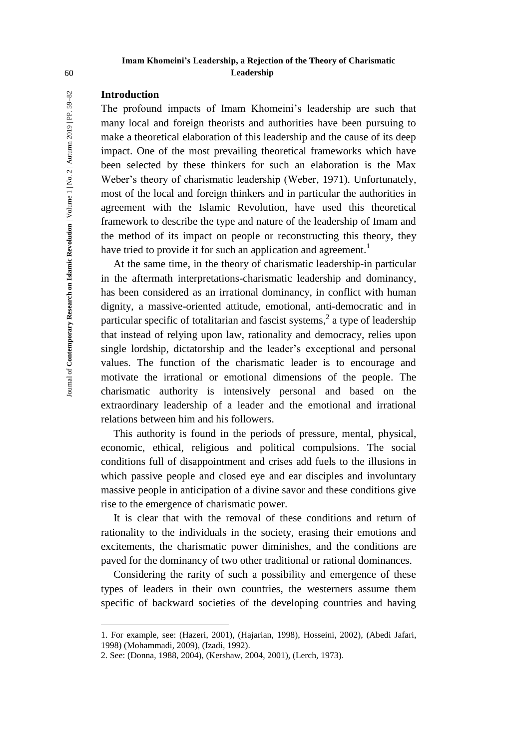## Introduction

The profound impacts of Imam Khomeini's leadership are such that many local and foreign theorists and authorities have been pursuing to make a theoretical elaboration of this leadership and the cause of its deep impact. One of the most prevailing theoretical frameworks which have been selected by these thinkers for such an elaboration is the Max Weber's theory of charismatic leadership (Weber, 1971). Unfortunately, most of the local and foreign thinkers and in particular the authorities in agreement with the Islamic Revolution, have used this theoretical framework to describe the type and nature of the leadership of Imam and the method of its impact on people or reconstructing this theory, they have tried to provide it for such an application and agreement.[1]

At the same time, in the theory of charismatic leadership-in particular in the aftermath interpretations-charismatic leadership and dominancy, has been considered as an irrational dominancy, in conflict with human dignity, a massive-oriented attitude, emotional, anti-democratic and in particular specific of totalitarian and fascist systems,[2] a type of leadership that instead of relying upon law, rationality and democracy, relies upon single lordship, dictatorship and the leader's exceptional and personal values. The function of the charismatic leader is to encourage and motivate the irrational or emotional dimensions of the people. The charismatic authority is intensively personal and based on the extraordinary leadership of a leader and the emotional and irrational relations between him and his followers.

This authority is found in the periods of pressure, mental, physical, economic, ethical, religious and political compulsions. The social conditions full of disappointment and crises add fuels to the illusions in which passive people and closed eye and ear disciples and involuntary massive people in anticipation of a divine savor and these conditions give rise to the emergence of charismatic power.

It is clear that with the removal of these conditions and return of rationality to the individuals in the society, erasing their emotions and excitements, the charismatic power diminishes, and the conditions are paved for the dominancy of two other traditional or rational dominances.

Considering the rarity of such a possibility and emergence of these types of leaders in their own countries, the westerners assume them specific of backward societies of the developing countries and having

---

1. For example, see: (Hazeri, 2001), (Hajarian, 1998), Hosseini, 2002), (Abedi Jafari, 1998) (Mohammadi, 2009), (Izadi, 1992).
2. See: (Donna, 1988, 2004), (Kershaw, 2004, 2001), (Lerch, 1973).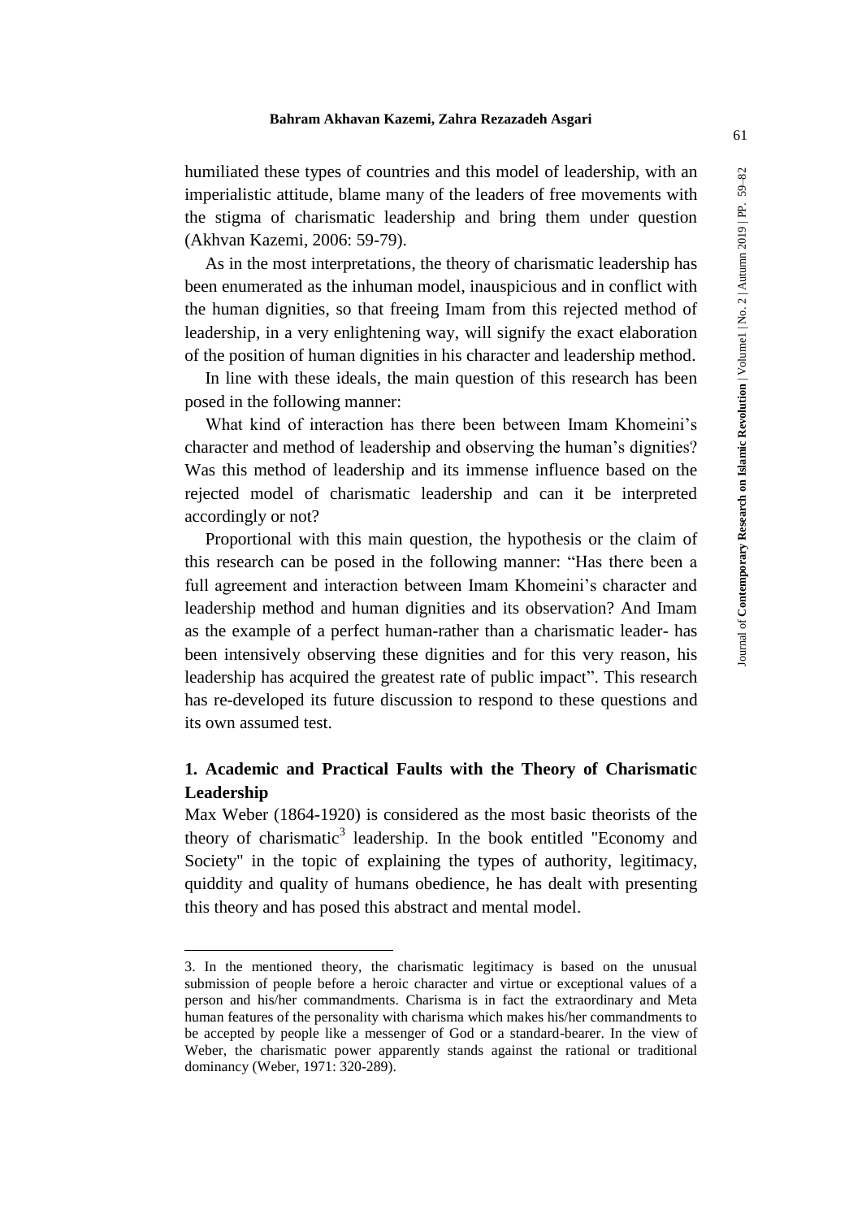humiliated these types of countries and this model of leadership, with an imperialistic attitude, blame many of the leaders of free movements with the stigma of charismatic leadership and bring them under question (Akhvan Kazemi, 2006: 59-79).

As in the most interpretations, the theory of charismatic leadership has been enumerated as the inhuman model, inauspicious and in conflict with the human dignities, so that freeing Imam from this rejected method of leadership, in a very enlightening way, will signify the exact elaboration of the position of human dignities in his character and leadership method.

In line with these ideals, the main question of this research has been posed in the following manner:

What kind of interaction has there been between Imam Khomeini's character and method of leadership and observing the human's dignities? Was this method of leadership and its immense influence based on the rejected model of charismatic leadership and can it be interpreted accordingly or not?

Proportional with this main question, the hypothesis or the claim of this research can be posed in the following manner: "Has there been a full agreement and interaction between Imam Khomeini's character and leadership method and human dignities and its observation? And Imam as the example of a perfect human-rather than a charismatic leader- has been intensively observing these dignities and for this very reason, his leadership has acquired the greatest rate of public impact". This research has re-developed its future discussion to respond to these questions and its own assumed test.

## 1. Academic and Practical Faults with the Theory of Charismatic Leadership

Max Weber (1864-1920) is considered as the most basic theorists of the theory of charismatic[3] leadership. In the book entitled "Economy and Society" in the topic of explaining the types of authority, legitimacy, quiddity and quality of humans obedience, he has dealt with presenting this theory and has posed this abstract and mental model.

---

3. In the mentioned theory, the charismatic legitimacy is based on the unusual submission of people before a heroic character and virtue or exceptional values of a person and his/her commandments. Charisma is in fact the extraordinary and Meta human features of the personality with charisma which makes his/her commandments to be accepted by people like a messenger of God or a standard-bearer. In the view of Weber, the charismatic power apparently stands against the rational or traditional dominancy (Weber, 1971: 320-289).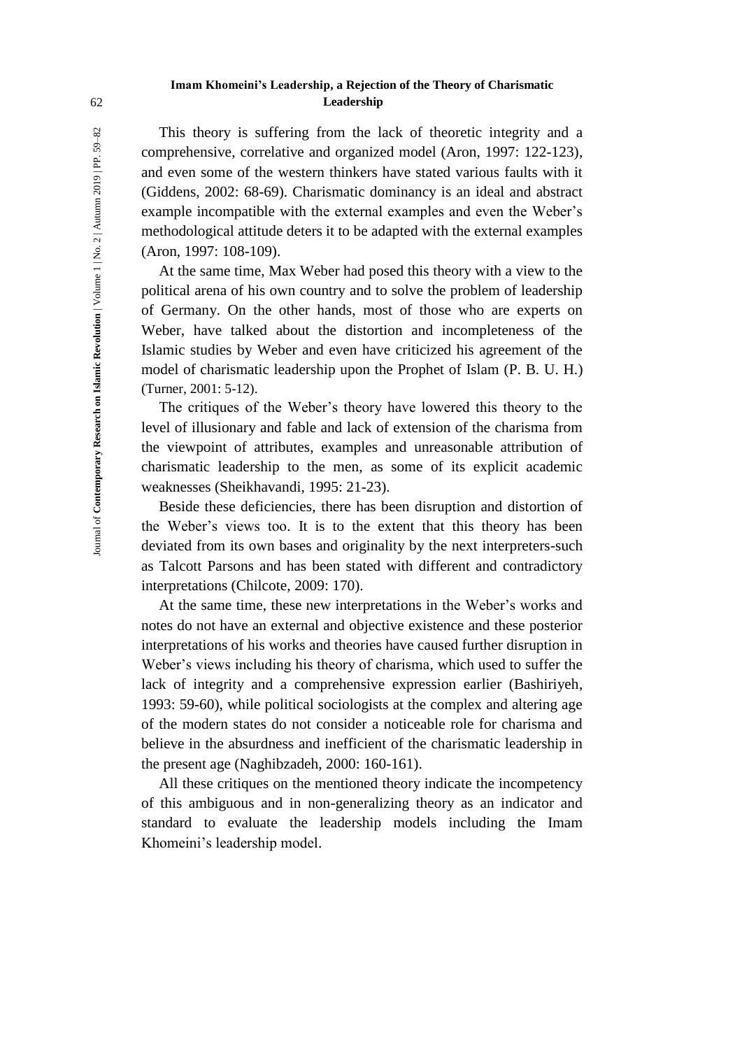This theory is suffering from the lack of theoretic integrity and a comprehensive, correlative and organized model (Aron, 1997: 122-123), and even some of the western thinkers have stated various faults with it (Giddens, 2002: 68-69). Charismatic dominancy is an ideal and abstract example incompatible with the external examples and even the Weber's methodological attitude deters it to be adapted with the external examples (Aron, 1997: 108-109).

At the same time, Max Weber had posed this theory with a view to the political arena of his own country and to solve the problem of leadership of Germany. On the other hands, most of those who are experts on Weber, have talked about the distortion and incompleteness of the Islamic studies by Weber and even have criticized his agreement of the model of charismatic leadership upon the Prophet of Islam (P. B. U. H.) (Turner, 2001: 5-12).

The critiques of the Weber's theory have lowered this theory to the level of illusionary and fable and lack of extension of the charisma from the viewpoint of attributes, examples and unreasonable attribution of charismatic leadership to the men, as some of its explicit academic weaknesses (Sheikhavandi, 1995: 21-23).

Beside these deficiencies, there has been disruption and distortion of the Weber's views too. It is to the extent that this theory has been deviated from its own bases and originality by the next interpreters-such as Talcott Parsons and has been stated with different and contradictory interpretations (Chilcote, 2009: 170).

At the same time, these new interpretations in the Weber's works and notes do not have an external and objective existence and these posterior interpretations of his works and theories have caused further disruption in Weber's views including his theory of charisma, which used to suffer the lack of integrity and a comprehensive expression earlier (Bashiriyeh, 1993: 59-60), while political sociologists at the complex and altering age of the modern states do not consider a noticeable role for charisma and believe in the absurdness and inefficient of the charismatic leadership in the present age (Naghibzadeh, 2000: 160-161).

All these critiques on the mentioned theory indicate the incompetency of this ambiguous and in non-generalizing theory as an indicator and standard to evaluate the leadership models including the Imam Khomeini's leadership model.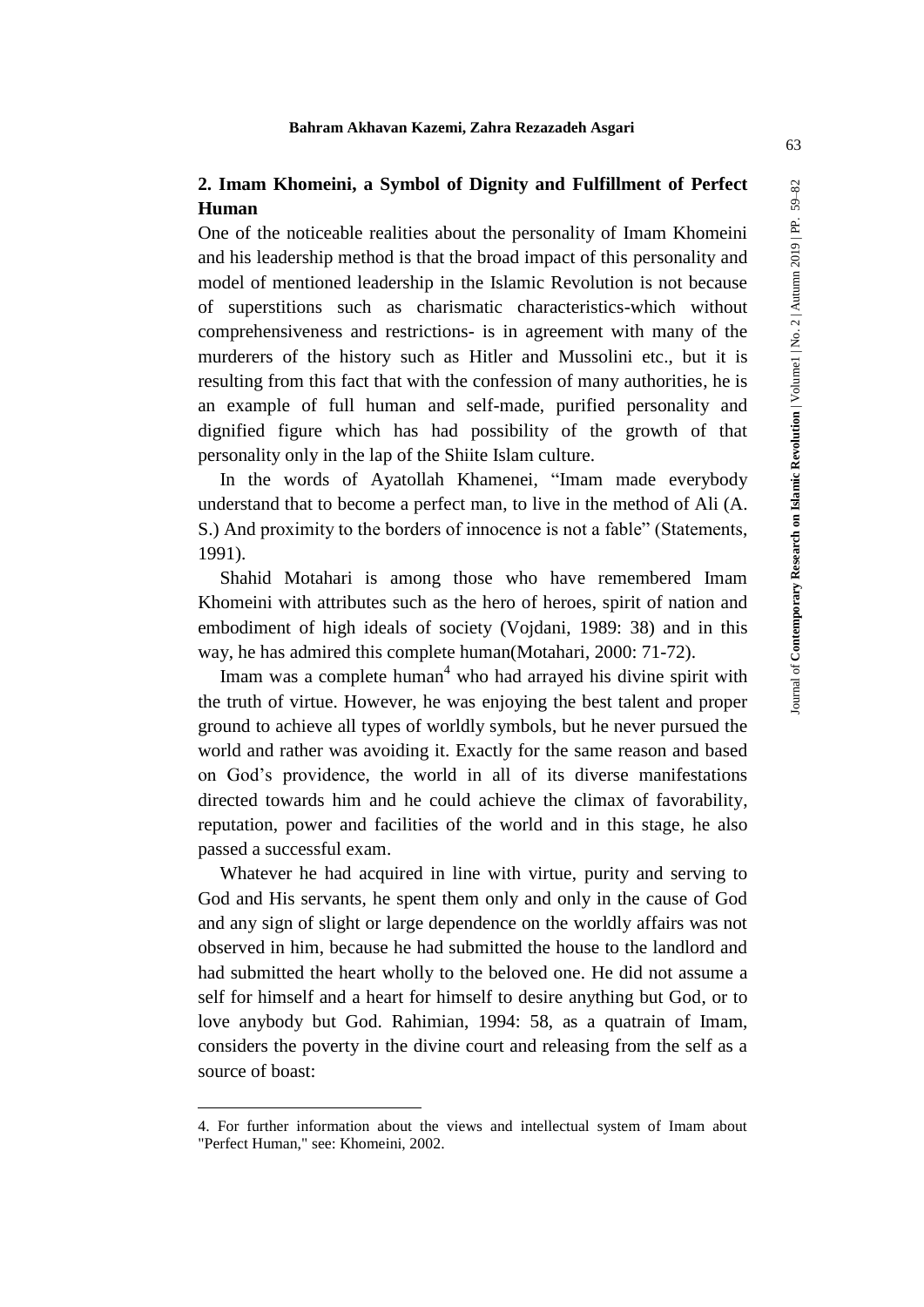## 2. Imam Khomeini, a Symbol of Dignity and Fulfillment of Perfect Human

One of the noticeable realities about the personality of Imam Khomeini and his leadership method is that the broad impact of this personality and model of mentioned leadership in the Islamic Revolution is not because of superstitions such as charismatic characteristics-which without comprehensiveness and restrictions- is in agreement with many of the murderers of the history such as Hitler and Mussolini etc., but it is resulting from this fact that with the confession of many authorities, he is an example of full human and self-made, purified personality and dignified figure which has had possibility of the growth of that personality only in the lap of the Shiite Islam culture.

In the words of Ayatollah Khamenei, "Imam made everybody understand that to become a perfect man, to live in the method of Ali (A. S.) And proximity to the borders of innocence is not a fable" (Statements, 1991).

Shahid Motahari is among those who have remembered Imam Khomeini with attributes such as the hero of heroes, spirit of nation and embodiment of high ideals of society (Vojdani, 1989: 38) and in this way, he has admired this complete human(Motahari, 2000: 71-72).

Imam was a complete human[4] who had arrayed his divine spirit with the truth of virtue. However, he was enjoying the best talent and proper ground to achieve all types of worldly symbols, but he never pursued the world and rather was avoiding it. Exactly for the same reason and based on God's providence, the world in all of its diverse manifestations directed towards him and he could achieve the climax of favorability, reputation, power and facilities of the world and in this stage, he also passed a successful exam.

Whatever he had acquired in line with virtue, purity and serving to God and His servants, he spent them only and only in the cause of God and any sign of slight or large dependence on the worldly affairs was not observed in him, because he had submitted the house to the landlord and had submitted the heart wholly to the beloved one. He did not assume a self for himself and a heart for himself to desire anything but God, or to love anybody but God. Rahimian, 1994: 58, as a quatrain of Imam, considers the poverty in the divine court and releasing from the self as a source of boast:

---

4. For further information about the views and intellectual system of Imam about "Perfect Human," see: Khomeini, 2002.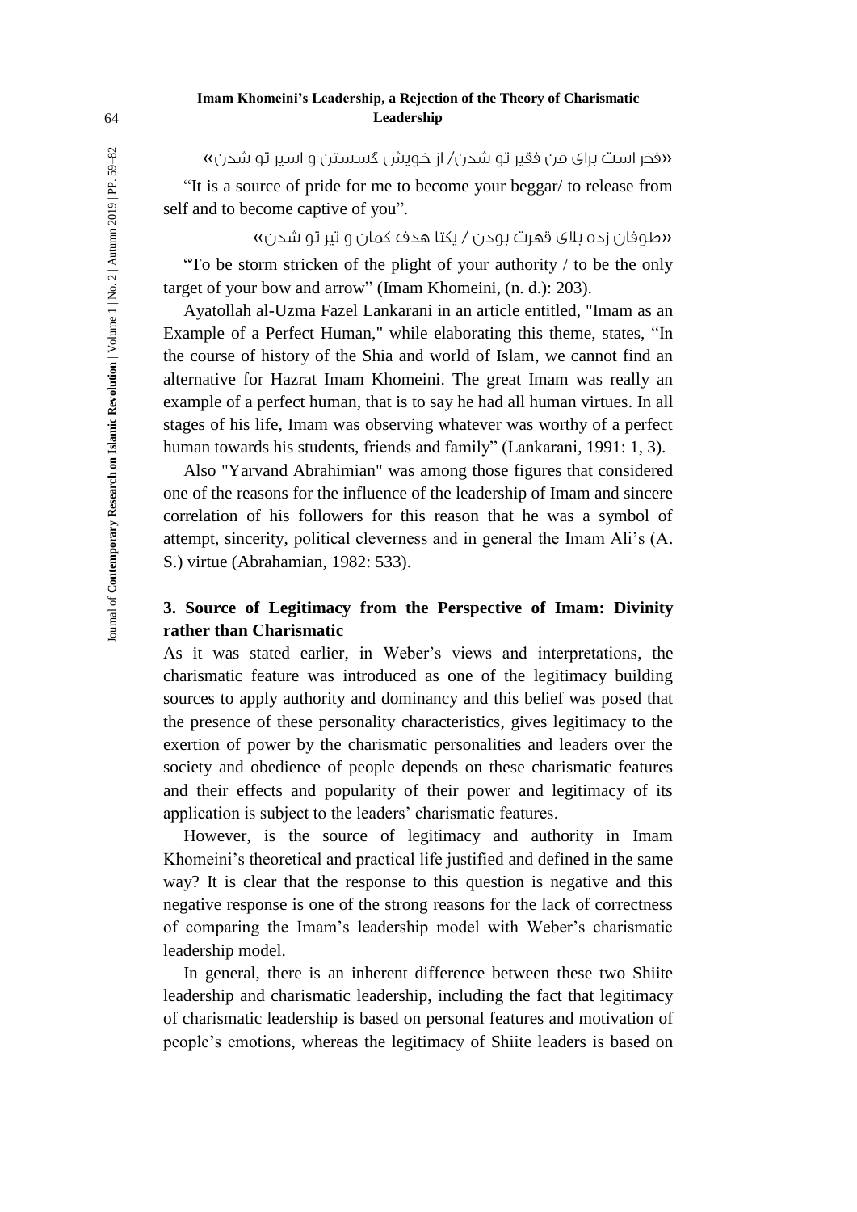«فخر است برای من فقیر تو شدن/ از خویش گسستن و اسیر تو شدن»

"It is a source of pride for me to become your beggar/ to release from self and to become captive of you".

«طوفان زده بلای قهرت بودن / یکتا هدف کمان و تیر تو شدن»

"To be storm stricken of the plight of your authority / to be the only target of your bow and arrow" (Imam Khomeini, (n. d.): 203).

Ayatollah al-Uzma Fazel Lankarani in an article entitled, "Imam as an Example of a Perfect Human," while elaborating this theme, states, "In the course of history of the Shia and world of Islam, we cannot find an alternative for Hazrat Imam Khomeini. The great Imam was really an example of a perfect human, that is to say he had all human virtues. In all stages of his life, Imam was observing whatever was worthy of a perfect human towards his students, friends and family" (Lankarani, 1991: 1, 3).

Also "Yarvand Abrahimian" was among those figures that considered one of the reasons for the influence of the leadership of Imam and sincere correlation of his followers for this reason that he was a symbol of attempt, sincerity, political cleverness and in general the Imam Ali's (A. S.) virtue (Abrahamian, 1982: 533).

## 3. Source of Legitimacy from the Perspective of Imam: Divinity rather than Charismatic

As it was stated earlier, in Weber's views and interpretations, the charismatic feature was introduced as one of the legitimacy building sources to apply authority and dominancy and this belief was posed that the presence of these personality characteristics, gives legitimacy to the exertion of power by the charismatic personalities and leaders over the society and obedience of people depends on these charismatic features and their effects and popularity of their power and legitimacy of its application is subject to the leaders' charismatic features.

However, is the source of legitimacy and authority in Imam Khomeini's theoretical and practical life justified and defined in the same way? It is clear that the response to this question is negative and this negative response is one of the strong reasons for the lack of correctness of comparing the Imam's leadership model with Weber's charismatic leadership model.

In general, there is an inherent difference between these two Shiite leadership and charismatic leadership, including the fact that legitimacy of charismatic leadership is based on personal features and motivation of people's emotions, whereas the legitimacy of Shiite leaders is based on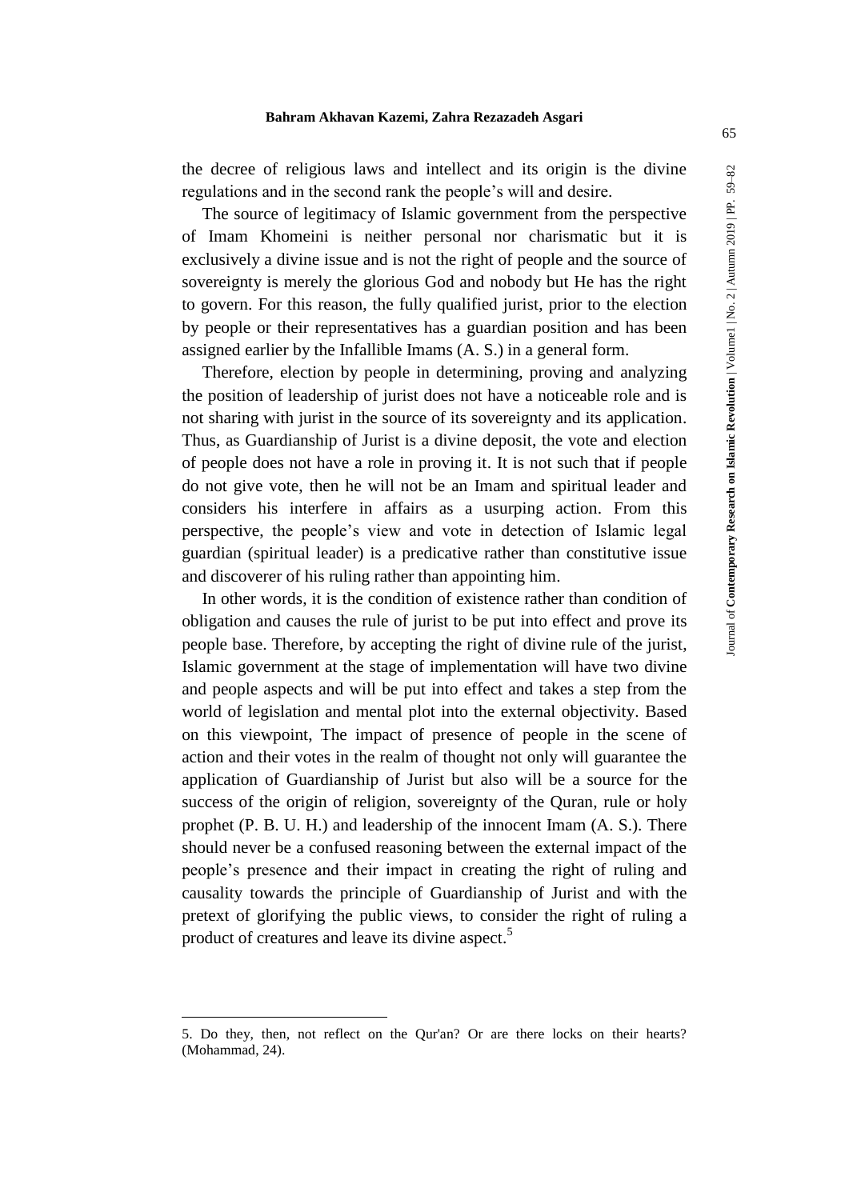the decree of religious laws and intellect and its origin is the divine regulations and in the second rank the people's will and desire.

The source of legitimacy of Islamic government from the perspective of Imam Khomeini is neither personal nor charismatic but it is exclusively a divine issue and is not the right of people and the source of sovereignty is merely the glorious God and nobody but He has the right to govern. For this reason, the fully qualified jurist, prior to the election by people or their representatives has a guardian position and has been assigned earlier by the Infallible Imams (A. S.) in a general form.

Therefore, election by people in determining, proving and analyzing the position of leadership of jurist does not have a noticeable role and is not sharing with jurist in the source of its sovereignty and its application. Thus, as Guardianship of Jurist is a divine deposit, the vote and election of people does not have a role in proving it. It is not such that if people do not give vote, then he will not be an Imam and spiritual leader and considers his interfere in affairs as a usurping action. From this perspective, the people's view and vote in detection of Islamic legal guardian (spiritual leader) is a predicative rather than constitutive issue and discoverer of his ruling rather than appointing him.

In other words, it is the condition of existence rather than condition of obligation and causes the rule of jurist to be put into effect and prove its people base. Therefore, by accepting the right of divine rule of the jurist, Islamic government at the stage of implementation will have two divine and people aspects and will be put into effect and takes a step from the world of legislation and mental plot into the external objectivity. Based on this viewpoint, The impact of presence of people in the scene of action and their votes in the realm of thought not only will guarantee the application of Guardianship of Jurist but also will be a source for the success of the origin of religion, sovereignty of the Quran, rule or holy prophet (P. B. U. H.) and leadership of the innocent Imam (A. S.). There should never be a confused reasoning between the external impact of the people's presence and their impact in creating the right of ruling and causality towards the principle of Guardianship of Jurist and with the pretext of glorifying the public views, to consider the right of ruling a product of creatures and leave its divine aspect.[5]

---

5. Do they, then, not reflect on the Qur'an? Or are there locks on their hearts? (Mohammad, 24).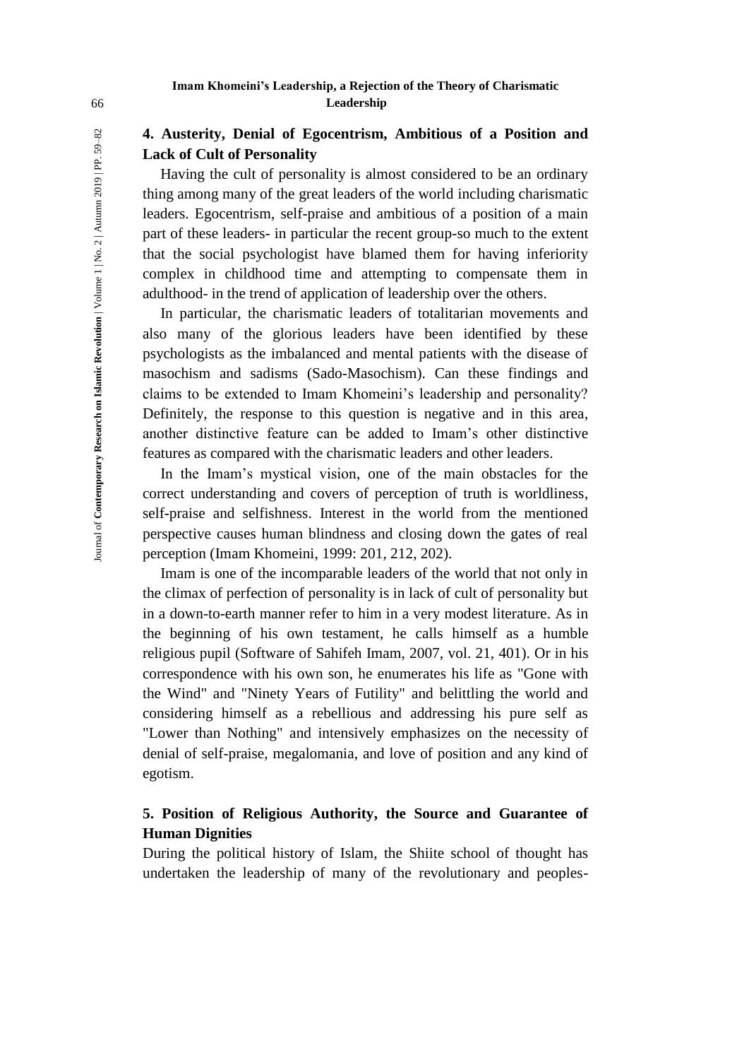## 4. Austerity, Denial of Egocentrism, Ambitious of a Position and Lack of Cult of Personality

Having the cult of personality is almost considered to be an ordinary thing among many of the great leaders of the world including charismatic leaders. Egocentrism, self-praise and ambitious of a position of a main part of these leaders- in particular the recent group-so much to the extent that the social psychologist have blamed them for having inferiority complex in childhood time and attempting to compensate them in adulthood- in the trend of application of leadership over the others.

In particular, the charismatic leaders of totalitarian movements and also many of the glorious leaders have been identified by these psychologists as the imbalanced and mental patients with the disease of masochism and sadisms (Sado-Masochism). Can these findings and claims to be extended to Imam Khomeini's leadership and personality? Definitely, the response to this question is negative and in this area, another distinctive feature can be added to Imam's other distinctive features as compared with the charismatic leaders and other leaders.

In the Imam's mystical vision, one of the main obstacles for the correct understanding and covers of perception of truth is worldliness, self-praise and selfishness. Interest in the world from the mentioned perspective causes human blindness and closing down the gates of real perception (Imam Khomeini, 1999: 201, 212, 202).

Imam is one of the incomparable leaders of the world that not only in the climax of perfection of personality is in lack of cult of personality but in a down-to-earth manner refer to him in a very modest literature. As in the beginning of his own testament, he calls himself as a humble religious pupil (Software of Sahifeh Imam, 2007, vol. 21, 401). Or in his correspondence with his own son, he enumerates his life as "Gone with the Wind" and "Ninety Years of Futility" and belittling the world and considering himself as a rebellious and addressing his pure self as "Lower than Nothing" and intensively emphasizes on the necessity of denial of self-praise, megalomania, and love of position and any kind of egotism.

## 5. Position of Religious Authority, the Source and Guarantee of Human Dignities

During the political history of Islam, the Shiite school of thought has undertaken the leadership of many of the revolutionary and peoples-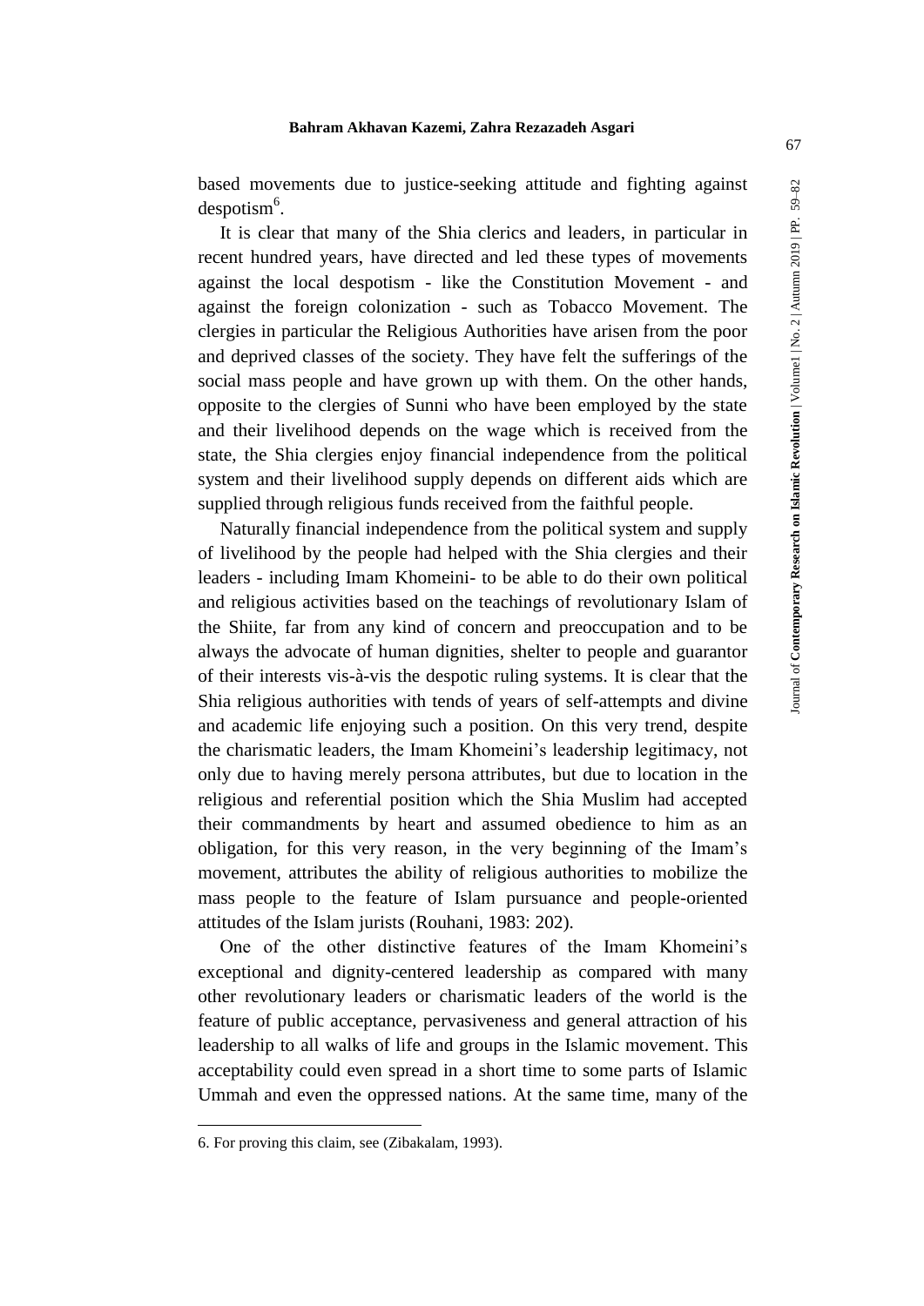based movements due to justice-seeking attitude and fighting against despotism[6].

It is clear that many of the Shia clerics and leaders, in particular in recent hundred years, have directed and led these types of movements against the local despotism - like the Constitution Movement - and against the foreign colonization - such as Tobacco Movement. The clergies in particular the Religious Authorities have arisen from the poor and deprived classes of the society. They have felt the sufferings of the social mass people and have grown up with them. On the other hands, opposite to the clergies of Sunni who have been employed by the state and their livelihood depends on the wage which is received from the state, the Shia clergies enjoy financial independence from the political system and their livelihood supply depends on different aids which are supplied through religious funds received from the faithful people.

Naturally financial independence from the political system and supply of livelihood by the people had helped with the Shia clergies and their leaders - including Imam Khomeini- to be able to do their own political and religious activities based on the teachings of revolutionary Islam of the Shiite, far from any kind of concern and preoccupation and to be always the advocate of human dignities, shelter to people and guarantor of their interests vis-à-vis the despotic ruling systems. It is clear that the Shia religious authorities with tends of years of self-attempts and divine and academic life enjoying such a position. On this very trend, despite the charismatic leaders, the Imam Khomeini's leadership legitimacy, not only due to having merely persona attributes, but due to location in the religious and referential position which the Shia Muslim had accepted their commandments by heart and assumed obedience to him as an obligation, for this very reason, in the very beginning of the Imam's movement, attributes the ability of religious authorities to mobilize the mass people to the feature of Islam pursuance and people-oriented attitudes of the Islam jurists (Rouhani, 1983: 202).

One of the other distinctive features of the Imam Khomeini's exceptional and dignity-centered leadership as compared with many other revolutionary leaders or charismatic leaders of the world is the feature of public acceptance, pervasiveness and general attraction of his leadership to all walks of life and groups in the Islamic movement. This acceptability could even spread in a short time to some parts of Islamic Ummah and even the oppressed nations. At the same time, many of the

---

6. For proving this claim, see (Zibakalam, 1993).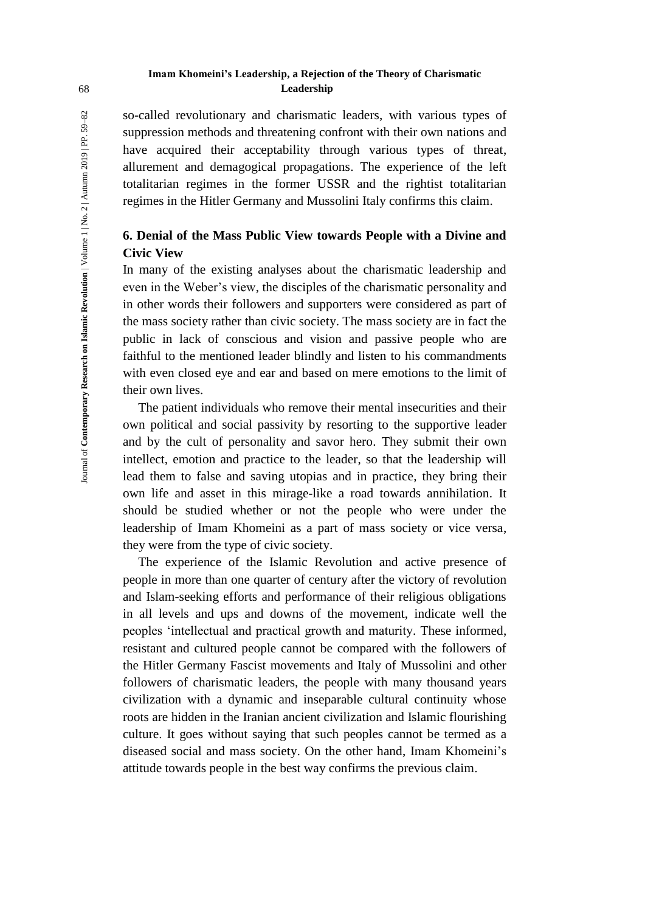so-called revolutionary and charismatic leaders, with various types of suppression methods and threatening confront with their own nations and have acquired their acceptability through various types of threat, allurement and demagogical propagations. The experience of the left totalitarian regimes in the former USSR and the rightist totalitarian regimes in the Hitler Germany and Mussolini Italy confirms this claim.

## 6. Denial of the Mass Public View towards People with a Divine and Civic View

In many of the existing analyses about the charismatic leadership and even in the Weber's view, the disciples of the charismatic personality and in other words their followers and supporters were considered as part of the mass society rather than civic society. The mass society are in fact the public in lack of conscious and vision and passive people who are faithful to the mentioned leader blindly and listen to his commandments with even closed eye and ear and based on mere emotions to the limit of their own lives.

The patient individuals who remove their mental insecurities and their own political and social passivity by resorting to the supportive leader and by the cult of personality and savor hero. They submit their own intellect, emotion and practice to the leader, so that the leadership will lead them to false and saving utopias and in practice, they bring their own life and asset in this mirage-like a road towards annihilation. It should be studied whether or not the people who were under the leadership of Imam Khomeini as a part of mass society or vice versa, they were from the type of civic society.

The experience of the Islamic Revolution and active presence of people in more than one quarter of century after the victory of revolution and Islam-seeking efforts and performance of their religious obligations in all levels and ups and downs of the movement, indicate well the peoples 'intellectual and practical growth and maturity. These informed, resistant and cultured people cannot be compared with the followers of the Hitler Germany Fascist movements and Italy of Mussolini and other followers of charismatic leaders, the people with many thousand years civilization with a dynamic and inseparable cultural continuity whose roots are hidden in the Iranian ancient civilization and Islamic flourishing culture. It goes without saying that such peoples cannot be termed as a diseased social and mass society. On the other hand, Imam Khomeini's attitude towards people in the best way confirms the previous claim.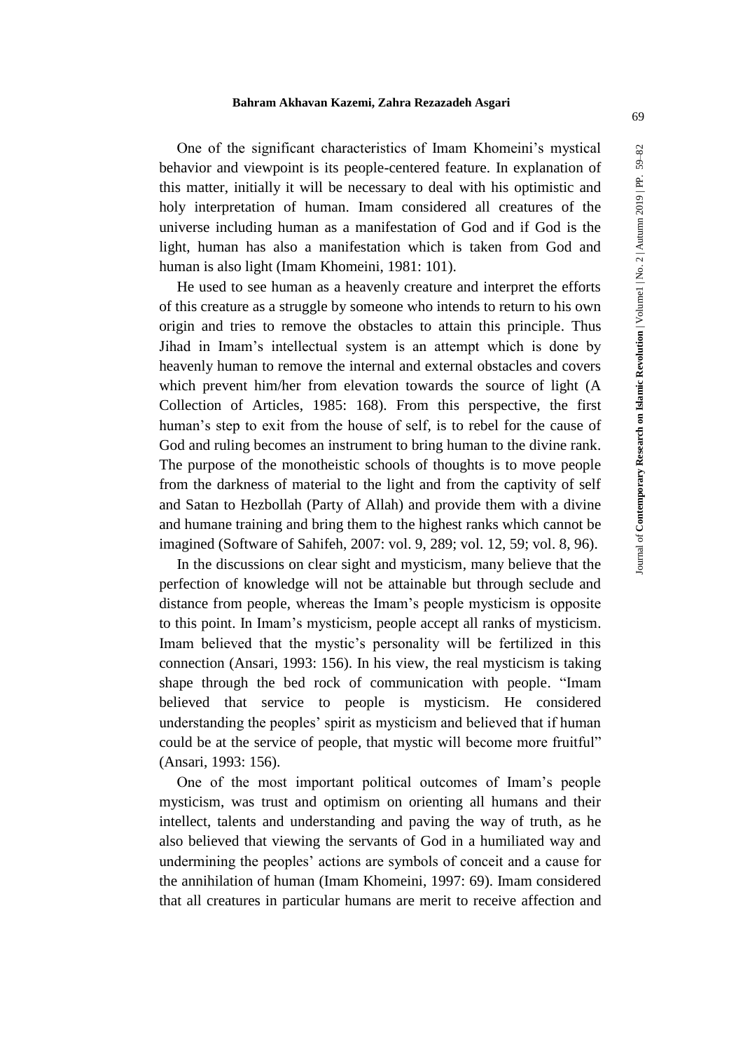One of the significant characteristics of Imam Khomeini's mystical behavior and viewpoint is its people-centered feature. In explanation of this matter, initially it will be necessary to deal with his optimistic and holy interpretation of human. Imam considered all creatures of the universe including human as a manifestation of God and if God is the light, human has also a manifestation which is taken from God and human is also light (Imam Khomeini, 1981: 101).

He used to see human as a heavenly creature and interpret the efforts of this creature as a struggle by someone who intends to return to his own origin and tries to remove the obstacles to attain this principle. Thus Jihad in Imam's intellectual system is an attempt which is done by heavenly human to remove the internal and external obstacles and covers which prevent him/her from elevation towards the source of light (A Collection of Articles, 1985: 168). From this perspective, the first human's step to exit from the house of self, is to rebel for the cause of God and ruling becomes an instrument to bring human to the divine rank. The purpose of the monotheistic schools of thoughts is to move people from the darkness of material to the light and from the captivity of self and Satan to Hezbollah (Party of Allah) and provide them with a divine and humane training and bring them to the highest ranks which cannot be imagined (Software of Sahifeh, 2007: vol. 9, 289; vol. 12, 59; vol. 8, 96).

In the discussions on clear sight and mysticism, many believe that the perfection of knowledge will not be attainable but through seclude and distance from people, whereas the Imam's people mysticism is opposite to this point. In Imam's mysticism, people accept all ranks of mysticism. Imam believed that the mystic's personality will be fertilized in this connection (Ansari, 1993: 156). In his view, the real mysticism is taking shape through the bed rock of communication with people. "Imam believed that service to people is mysticism. He considered understanding the peoples' spirit as mysticism and believed that if human could be at the service of people, that mystic will become more fruitful" (Ansari, 1993: 156).

One of the most important political outcomes of Imam's people mysticism, was trust and optimism on orienting all humans and their intellect, talents and understanding and paving the way of truth, as he also believed that viewing the servants of God in a humiliated way and undermining the peoples' actions are symbols of conceit and a cause for the annihilation of human (Imam Khomeini, 1997: 69). Imam considered that all creatures in particular humans are merit to receive affection and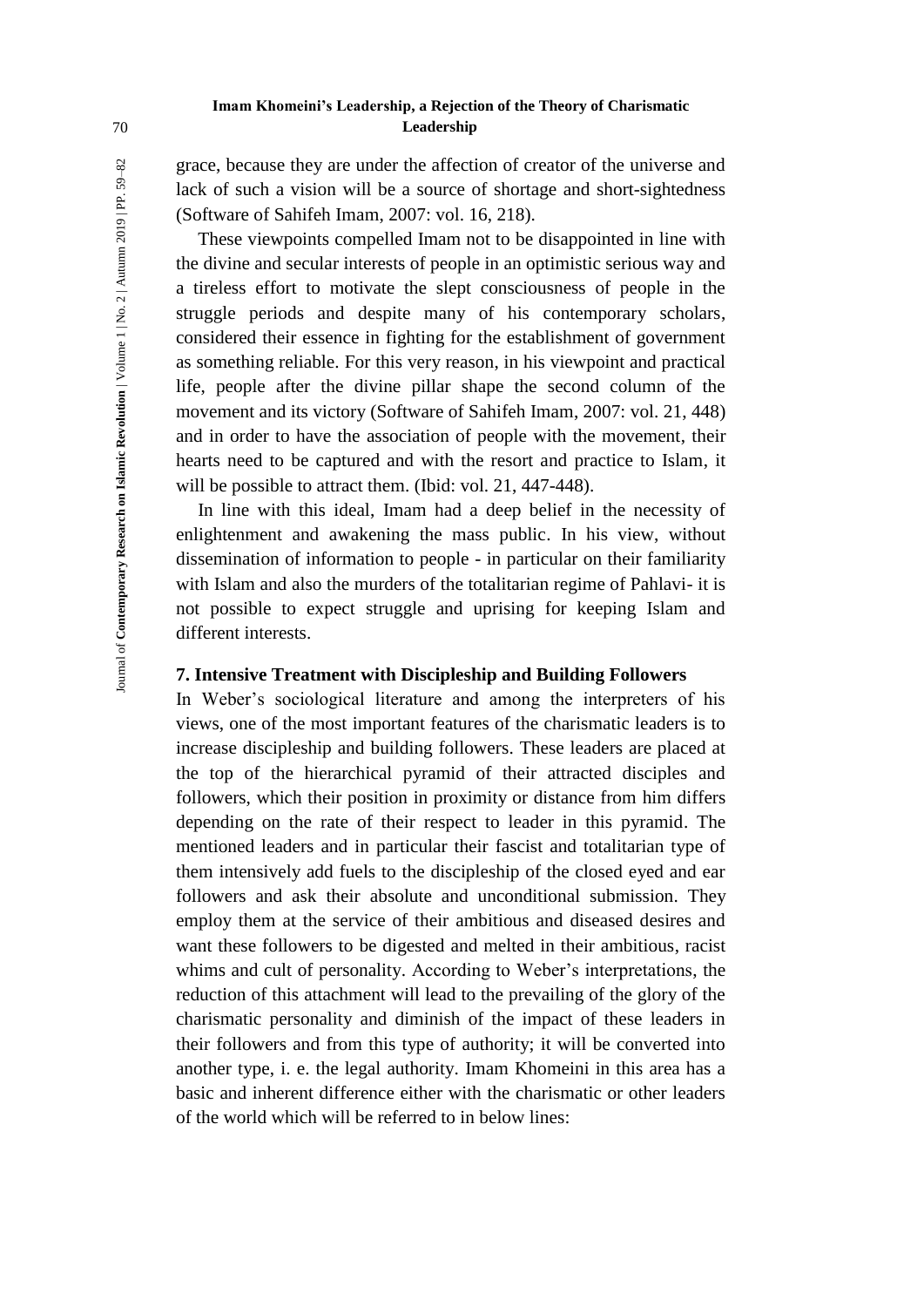grace, because they are under the affection of creator of the universe and lack of such a vision will be a source of shortage and short-sightedness (Software of Sahifeh Imam, 2007: vol. 16, 218).

These viewpoints compelled Imam not to be disappointed in line with the divine and secular interests of people in an optimistic serious way and a tireless effort to motivate the slept consciousness of people in the struggle periods and despite many of his contemporary scholars, considered their essence in fighting for the establishment of government as something reliable. For this very reason, in his viewpoint and practical life, people after the divine pillar shape the second column of the movement and its victory (Software of Sahifeh Imam, 2007: vol. 21, 448) and in order to have the association of people with the movement, their hearts need to be captured and with the resort and practice to Islam, it will be possible to attract them. (Ibid: vol. 21, 447-448).

In line with this ideal, Imam had a deep belief in the necessity of enlightenment and awakening the mass public. In his view, without dissemination of information to people - in particular on their familiarity with Islam and also the murders of the totalitarian regime of Pahlavi- it is not possible to expect struggle and uprising for keeping Islam and different interests.

## 7. Intensive Treatment with Discipleship and Building Followers

In Weber's sociological literature and among the interpreters of his views, one of the most important features of the charismatic leaders is to increase discipleship and building followers. These leaders are placed at the top of the hierarchical pyramid of their attracted disciples and followers, which their position in proximity or distance from him differs depending on the rate of their respect to leader in this pyramid. The mentioned leaders and in particular their fascist and totalitarian type of them intensively add fuels to the discipleship of the closed eyed and ear followers and ask their absolute and unconditional submission. They employ them at the service of their ambitious and diseased desires and want these followers to be digested and melted in their ambitious, racist whims and cult of personality. According to Weber's interpretations, the reduction of this attachment will lead to the prevailing of the glory of the charismatic personality and diminish of the impact of these leaders in their followers and from this type of authority; it will be converted into another type, i. e. the legal authority. Imam Khomeini in this area has a basic and inherent difference either with the charismatic or other leaders of the world which will be referred to in below lines: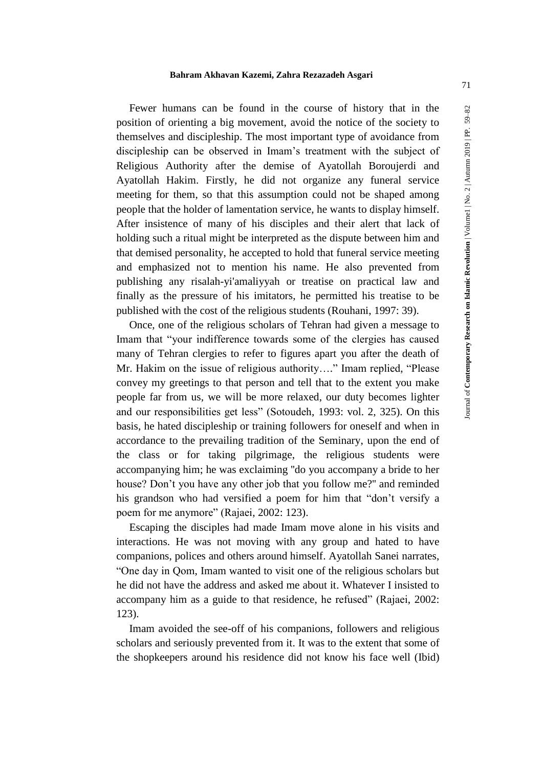Fewer humans can be found in the course of history that in the position of orienting a big movement, avoid the notice of the society to themselves and discipleship. The most important type of avoidance from discipleship can be observed in Imam's treatment with the subject of Religious Authority after the demise of Ayatollah Boroujerdi and Ayatollah Hakim. Firstly, he did not organize any funeral service meeting for them, so that this assumption could not be shaped among people that the holder of lamentation service, he wants to display himself. After insistence of many of his disciples and their alert that lack of holding such a ritual might be interpreted as the dispute between him and that demised personality, he accepted to hold that funeral service meeting and emphasized not to mention his name. He also prevented from publishing any risalah-yi'amaliyyah or treatise on practical law and finally as the pressure of his imitators, he permitted his treatise to be published with the cost of the religious students (Rouhani, 1997: 39).

Once, one of the religious scholars of Tehran had given a message to Imam that "your indifference towards some of the clergies has caused many of Tehran clergies to refer to figures apart you after the death of Mr. Hakim on the issue of religious authority…." Imam replied, "Please convey my greetings to that person and tell that to the extent you make people far from us, we will be more relaxed, our duty becomes lighter and our responsibilities get less" (Sotoudeh, 1993: vol. 2, 325). On this basis, he hated discipleship or training followers for oneself and when in accordance to the prevailing tradition of the Seminary, upon the end of the class or for taking pilgrimage, the religious students were accompanying him; he was exclaiming "do you accompany a bride to her house? Don't you have any other job that you follow me?" and reminded his grandson who had versified a poem for him that "don't versify a poem for me anymore" (Rajaei, 2002: 123).

Escaping the disciples had made Imam move alone in his visits and interactions. He was not moving with any group and hated to have companions, polices and others around himself. Ayatollah Sanei narrates, "One day in Qom, Imam wanted to visit one of the religious scholars but he did not have the address and asked me about it. Whatever I insisted to accompany him as a guide to that residence, he refused" (Rajaei, 2002: 123).

Imam avoided the see-off of his companions, followers and religious scholars and seriously prevented from it. It was to the extent that some of the shopkeepers around his residence did not know his face well (Ibid)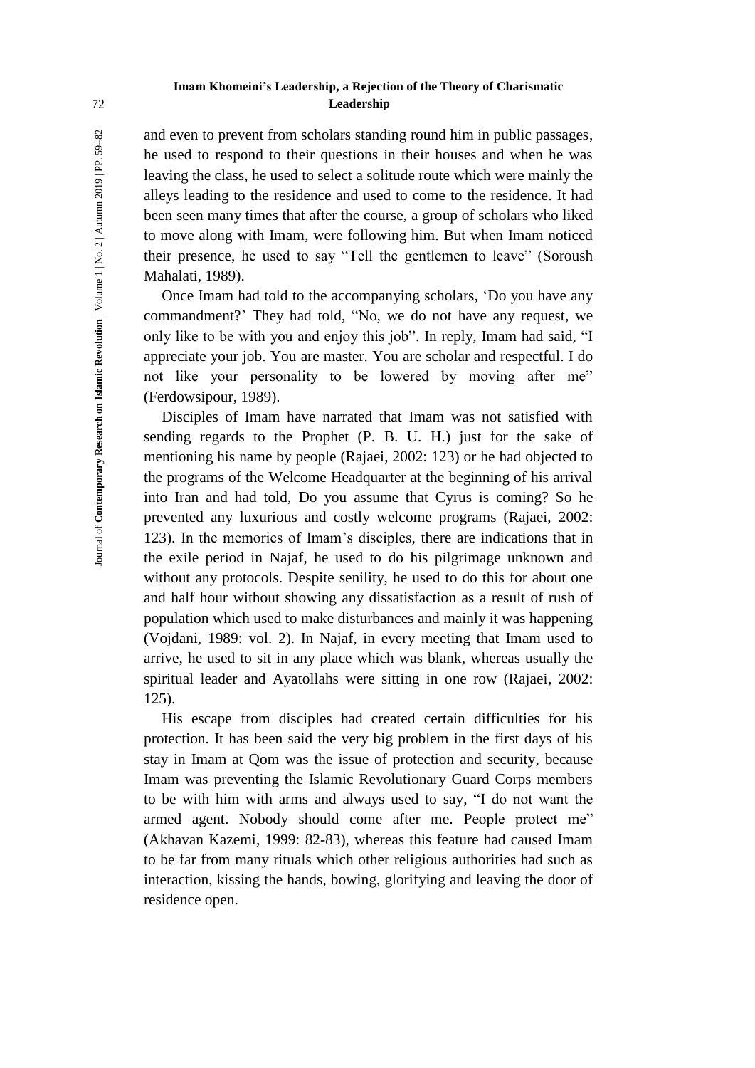and even to prevent from scholars standing round him in public passages, he used to respond to their questions in their houses and when he was leaving the class, he used to select a solitude route which were mainly the alleys leading to the residence and used to come to the residence. It had been seen many times that after the course, a group of scholars who liked to move along with Imam, were following him. But when Imam noticed their presence, he used to say "Tell the gentlemen to leave" (Soroush Mahalati, 1989).

Once Imam had told to the accompanying scholars, 'Do you have any commandment?' They had told, "No, we do not have any request, we only like to be with you and enjoy this job". In reply, Imam had said, "I appreciate your job. You are master. You are scholar and respectful. I do not like your personality to be lowered by moving after me" (Ferdowsipour, 1989).

Disciples of Imam have narrated that Imam was not satisfied with sending regards to the Prophet (P. B. U. H.) just for the sake of mentioning his name by people (Rajaei, 2002: 123) or he had objected to the programs of the Welcome Headquarter at the beginning of his arrival into Iran and had told, Do you assume that Cyrus is coming? So he prevented any luxurious and costly welcome programs (Rajaei, 2002: 123). In the memories of Imam's disciples, there are indications that in the exile period in Najaf, he used to do his pilgrimage unknown and without any protocols. Despite senility, he used to do this for about one and half hour without showing any dissatisfaction as a result of rush of population which used to make disturbances and mainly it was happening (Vojdani, 1989: vol. 2). In Najaf, in every meeting that Imam used to arrive, he used to sit in any place which was blank, whereas usually the spiritual leader and Ayatollahs were sitting in one row (Rajaei, 2002: 125).

His escape from disciples had created certain difficulties for his protection. It has been said the very big problem in the first days of his stay in Imam at Qom was the issue of protection and security, because Imam was preventing the Islamic Revolutionary Guard Corps members to be with him with arms and always used to say, "I do not want the armed agent. Nobody should come after me. People protect me" (Akhavan Kazemi, 1999: 82-83), whereas this feature had caused Imam to be far from many rituals which other religious authorities had such as interaction, kissing the hands, bowing, glorifying and leaving the door of residence open.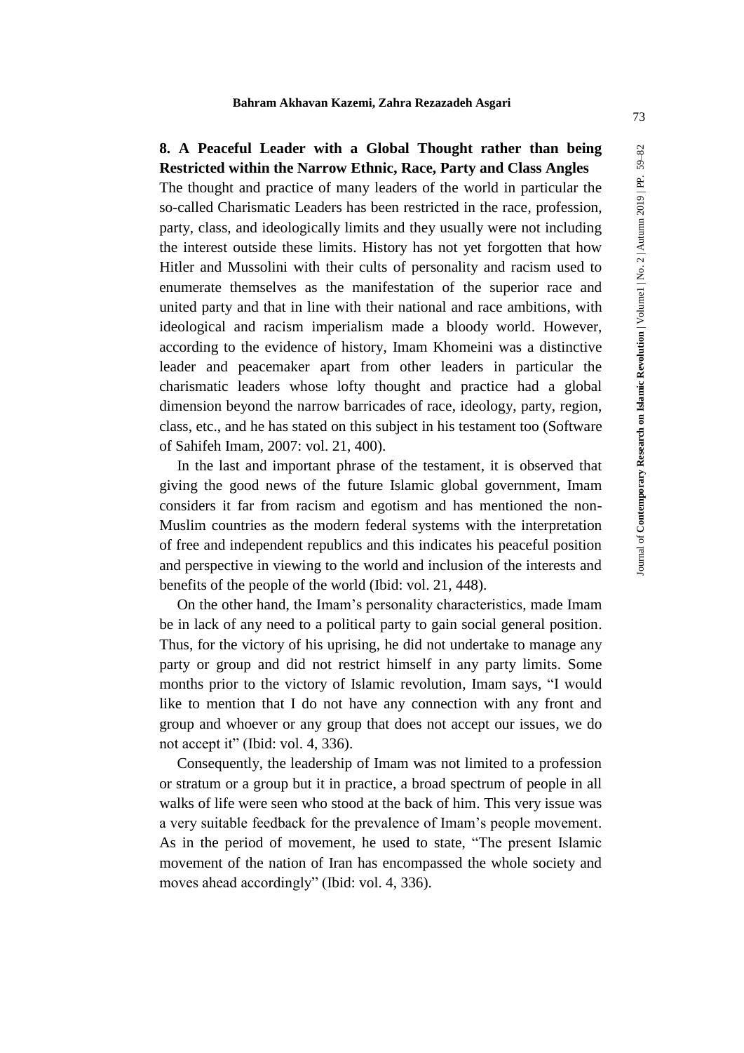## 8. A Peaceful Leader with a Global Thought rather than being Restricted within the Narrow Ethnic, Race, Party and Class Angles

The thought and practice of many leaders of the world in particular the so-called Charismatic Leaders has been restricted in the race, profession, party, class, and ideologically limits and they usually were not including the interest outside these limits. History has not yet forgotten that how Hitler and Mussolini with their cults of personality and racism used to enumerate themselves as the manifestation of the superior race and united party and that in line with their national and race ambitions, with ideological and racism imperialism made a bloody world. However, according to the evidence of history, Imam Khomeini was a distinctive leader and peacemaker apart from other leaders in particular the charismatic leaders whose lofty thought and practice had a global dimension beyond the narrow barricades of race, ideology, party, region, class, etc., and he has stated on this subject in his testament too (Software of Sahifeh Imam, 2007: vol. 21, 400).

In the last and important phrase of the testament, it is observed that giving the good news of the future Islamic global government, Imam considers it far from racism and egotism and has mentioned the non-Muslim countries as the modern federal systems with the interpretation of free and independent republics and this indicates his peaceful position and perspective in viewing to the world and inclusion of the interests and benefits of the people of the world (Ibid: vol. 21, 448).

On the other hand, the Imam's personality characteristics, made Imam be in lack of any need to a political party to gain social general position. Thus, for the victory of his uprising, he did not undertake to manage any party or group and did not restrict himself in any party limits. Some months prior to the victory of Islamic revolution, Imam says, "I would like to mention that I do not have any connection with any front and group and whoever or any group that does not accept our issues, we do not accept it" (Ibid: vol. 4, 336).

Consequently, the leadership of Imam was not limited to a profession or stratum or a group but it in practice, a broad spectrum of people in all walks of life were seen who stood at the back of him. This very issue was a very suitable feedback for the prevalence of Imam's people movement. As in the period of movement, he used to state, "The present Islamic movement of the nation of Iran has encompassed the whole society and moves ahead accordingly" (Ibid: vol. 4, 336).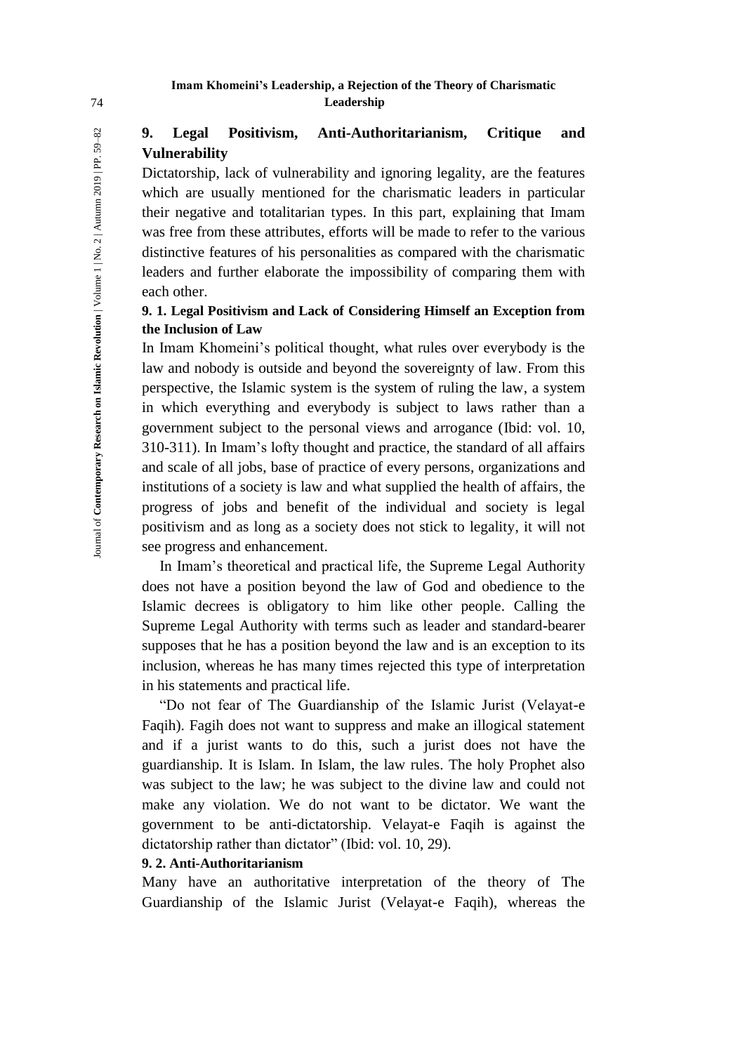## 9. Legal Positivism, Anti-Authoritarianism, Critique and Vulnerability

Dictatorship, lack of vulnerability and ignoring legality, are the features which are usually mentioned for the charismatic leaders in particular their negative and totalitarian types. In this part, explaining that Imam was free from these attributes, efforts will be made to refer to the various distinctive features of his personalities as compared with the charismatic leaders and further elaborate the impossibility of comparing them with each other.

### 9. 1. Legal Positivism and Lack of Considering Himself an Exception from the Inclusion of Law

In Imam Khomeini's political thought, what rules over everybody is the law and nobody is outside and beyond the sovereignty of law. From this perspective, the Islamic system is the system of ruling the law, a system in which everything and everybody is subject to laws rather than a government subject to the personal views and arrogance (Ibid: vol. 10, 310-311). In Imam's lofty thought and practice, the standard of all affairs and scale of all jobs, base of practice of every persons, organizations and institutions of a society is law and what supplied the health of affairs, the progress of jobs and benefit of the individual and society is legal positivism and as long as a society does not stick to legality, it will not see progress and enhancement.

In Imam's theoretical and practical life, the Supreme Legal Authority does not have a position beyond the law of God and obedience to the Islamic decrees is obligatory to him like other people. Calling the Supreme Legal Authority with terms such as leader and standard-bearer supposes that he has a position beyond the law and is an exception to its inclusion, whereas he has many times rejected this type of interpretation in his statements and practical life.

"Do not fear of The Guardianship of the Islamic Jurist (Velayat-e Faqih). Fagih does not want to suppress and make an illogical statement and if a jurist wants to do this, such a jurist does not have the guardianship. It is Islam. In Islam, the law rules. The holy Prophet also was subject to the law; he was subject to the divine law and could not make any violation. We do not want to be dictator. We want the government to be anti-dictatorship. Velayat-e Faqih is against the dictatorship rather than dictator" (Ibid: vol. 10, 29).

### 9. 2. Anti-Authoritarianism

Many have an authoritative interpretation of the theory of The Guardianship of the Islamic Jurist (Velayat-e Faqih), whereas the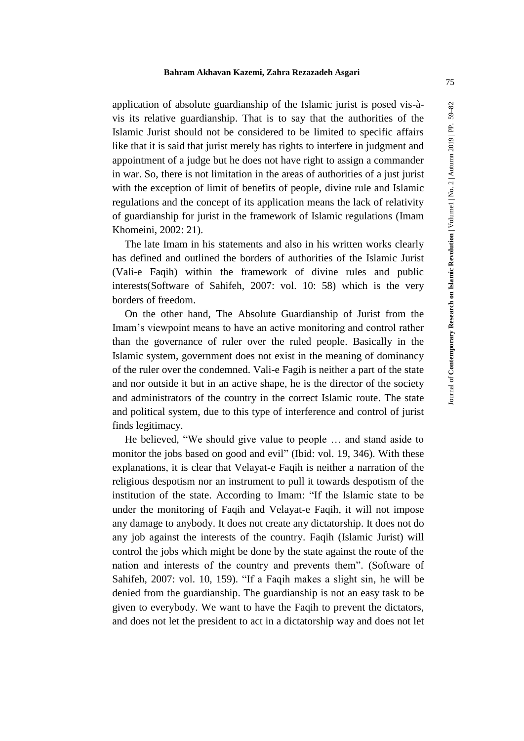application of absolute guardianship of the Islamic jurist is posed vis-à-vis its relative guardianship. That is to say that the authorities of the Islamic Jurist should not be considered to be limited to specific affairs like that it is said that jurist merely has rights to interfere in judgment and appointment of a judge but he does not have right to assign a commander in war. So, there is not limitation in the areas of authorities of a just jurist with the exception of limit of benefits of people, divine rule and Islamic regulations and the concept of its application means the lack of relativity of guardianship for jurist in the framework of Islamic regulations (Imam Khomeini, 2002: 21).

The late Imam in his statements and also in his written works clearly has defined and outlined the borders of authorities of the Islamic Jurist (Vali-e Faqih) within the framework of divine rules and public interests(Software of Sahifeh, 2007: vol. 10: 58) which is the very borders of freedom.

On the other hand, The Absolute Guardianship of Jurist from the Imam's viewpoint means to have an active monitoring and control rather than the governance of ruler over the ruled people. Basically in the Islamic system, government does not exist in the meaning of dominancy of the ruler over the condemned. Vali-e Fagih is neither a part of the state and nor outside it but in an active shape, he is the director of the society and administrators of the country in the correct Islamic route. The state and political system, due to this type of interference and control of jurist finds legitimacy.

He believed, "We should give value to people … and stand aside to monitor the jobs based on good and evil" (Ibid: vol. 19, 346). With these explanations, it is clear that Velayat-e Faqih is neither a narration of the religious despotism nor an instrument to pull it towards despotism of the institution of the state. According to Imam: "If the Islamic state to be under the monitoring of Faqih and Velayat-e Faqih, it will not impose any damage to anybody. It does not create any dictatorship. It does not do any job against the interests of the country. Faqih (Islamic Jurist) will control the jobs which might be done by the state against the route of the nation and interests of the country and prevents them". (Software of Sahifeh, 2007: vol. 10, 159). "If a Faqih makes a slight sin, he will be denied from the guardianship. The guardianship is not an easy task to be given to everybody. We want to have the Faqih to prevent the dictators, and does not let the president to act in a dictatorship way and does not let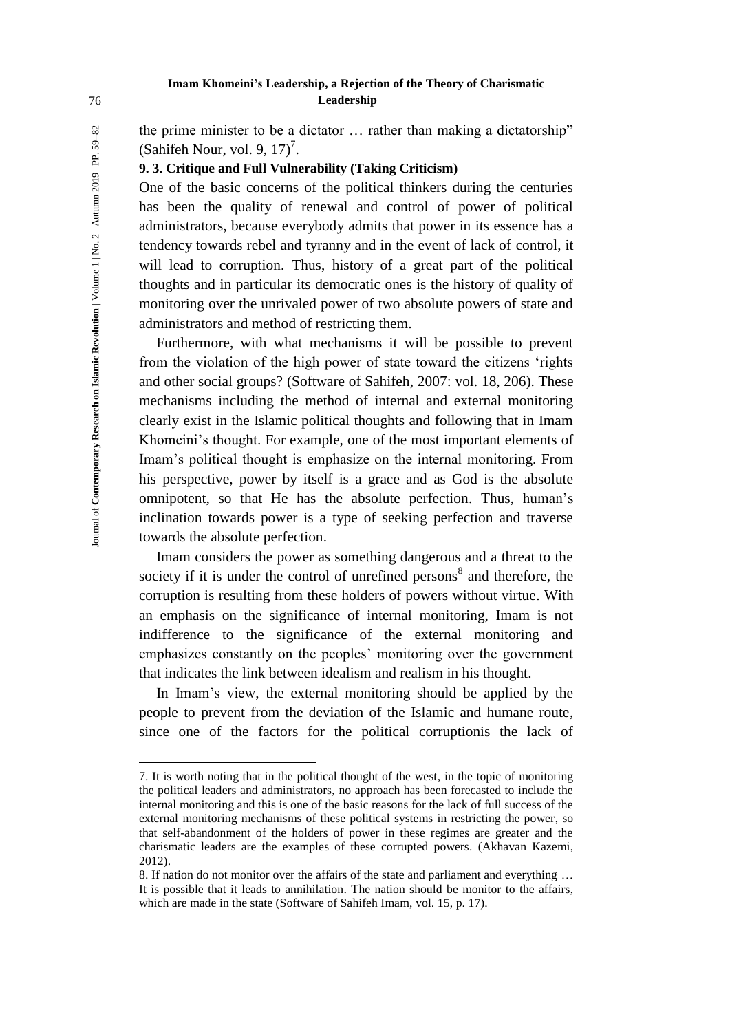the prime minister to be a dictator … rather than making a dictatorship" (Sahifeh Nour, vol. 9, 17)[7].

**9. 3. Critique and Full Vulnerability (Taking Criticism)**

One of the basic concerns of the political thinkers during the centuries has been the quality of renewal and control of power of political administrators, because everybody admits that power in its essence has a tendency towards rebel and tyranny and in the event of lack of control, it will lead to corruption. Thus, history of a great part of the political thoughts and in particular its democratic ones is the history of quality of monitoring over the unrivaled power of two absolute powers of state and administrators and method of restricting them.

Furthermore, with what mechanisms it will be possible to prevent from the violation of the high power of state toward the citizens 'rights and other social groups? (Software of Sahifeh, 2007: vol. 18, 206). These mechanisms including the method of internal and external monitoring clearly exist in the Islamic political thoughts and following that in Imam Khomeini's thought. For example, one of the most important elements of Imam's political thought is emphasize on the internal monitoring. From his perspective, power by itself is a grace and as God is the absolute omnipotent, so that He has the absolute perfection. Thus, human's inclination towards power is a type of seeking perfection and traverse towards the absolute perfection.

Imam considers the power as something dangerous and a threat to the society if it is under the control of unrefined persons[8] and therefore, the corruption is resulting from these holders of powers without virtue. With an emphasis on the significance of internal monitoring, Imam is not indifference to the significance of the external monitoring and emphasizes constantly on the peoples' monitoring over the government that indicates the link between idealism and realism in his thought.

In Imam's view, the external monitoring should be applied by the people to prevent from the deviation of the Islamic and humane route, since one of the factors for the political corruptionis the lack of

---

7. It is worth noting that in the political thought of the west, in the topic of monitoring the political leaders and administrators, no approach has been forecasted to include the internal monitoring and this is one of the basic reasons for the lack of full success of the external monitoring mechanisms of these political systems in restricting the power, so that self-abandonment of the holders of power in these regimes are greater and the charismatic leaders are the examples of these corrupted powers. (Akhavan Kazemi, 2012).

8. If nation do not monitor over the affairs of the state and parliament and everything … It is possible that it leads to annihilation. The nation should be monitor to the affairs, which are made in the state (Software of Sahifeh Imam, vol. 15, p. 17).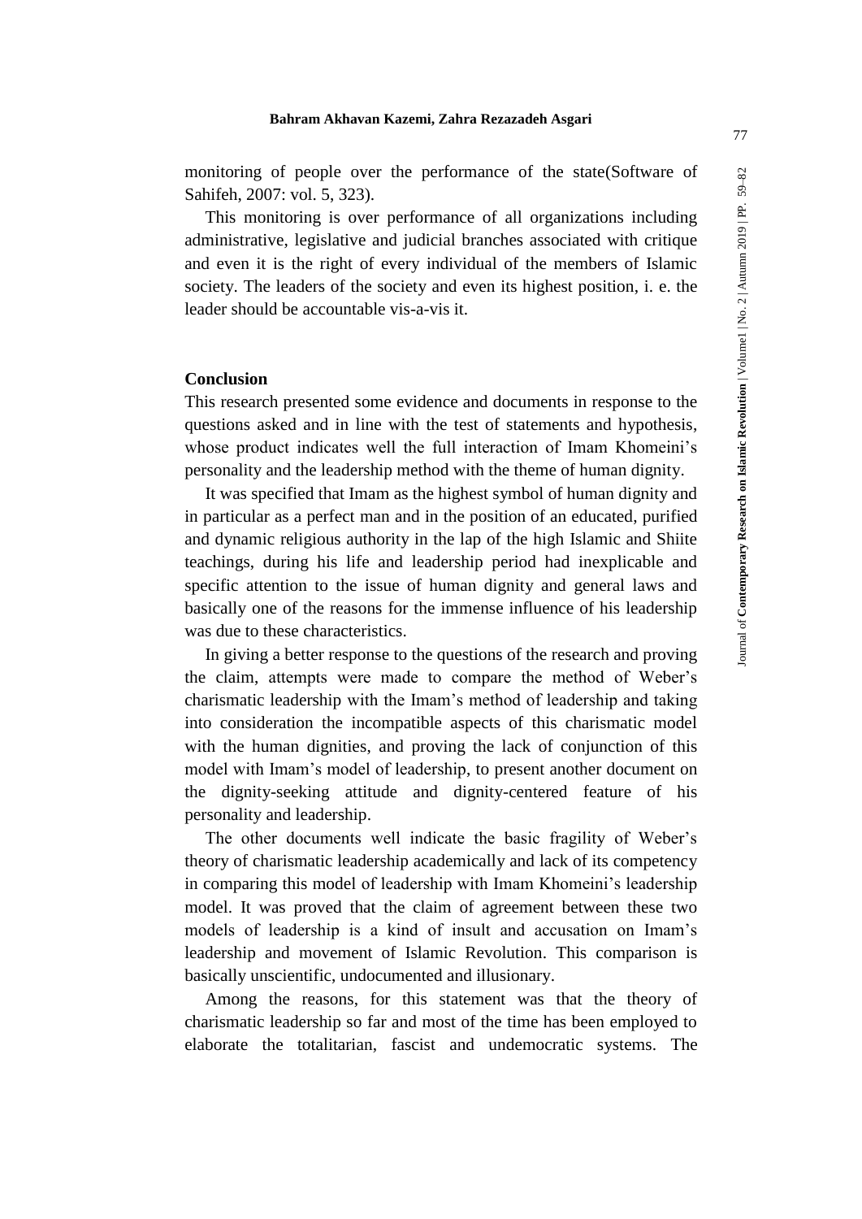monitoring of people over the performance of the state(Software of Sahifeh, 2007: vol. 5, 323).

This monitoring is over performance of all organizations including administrative, legislative and judicial branches associated with critique and even it is the right of every individual of the members of Islamic society. The leaders of the society and even its highest position, i. e. the leader should be accountable vis-a-vis it.

## Conclusion

This research presented some evidence and documents in response to the questions asked and in line with the test of statements and hypothesis, whose product indicates well the full interaction of Imam Khomeini's personality and the leadership method with the theme of human dignity.

It was specified that Imam as the highest symbol of human dignity and in particular as a perfect man and in the position of an educated, purified and dynamic religious authority in the lap of the high Islamic and Shiite teachings, during his life and leadership period had inexplicable and specific attention to the issue of human dignity and general laws and basically one of the reasons for the immense influence of his leadership was due to these characteristics.

In giving a better response to the questions of the research and proving the claim, attempts were made to compare the method of Weber's charismatic leadership with the Imam's method of leadership and taking into consideration the incompatible aspects of this charismatic model with the human dignities, and proving the lack of conjunction of this model with Imam's model of leadership, to present another document on the dignity-seeking attitude and dignity-centered feature of his personality and leadership.

The other documents well indicate the basic fragility of Weber's theory of charismatic leadership academically and lack of its competency in comparing this model of leadership with Imam Khomeini's leadership model. It was proved that the claim of agreement between these two models of leadership is a kind of insult and accusation on Imam's leadership and movement of Islamic Revolution. This comparison is basically unscientific, undocumented and illusionary.

Among the reasons, for this statement was that the theory of charismatic leadership so far and most of the time has been employed to elaborate the totalitarian, fascist and undemocratic systems. The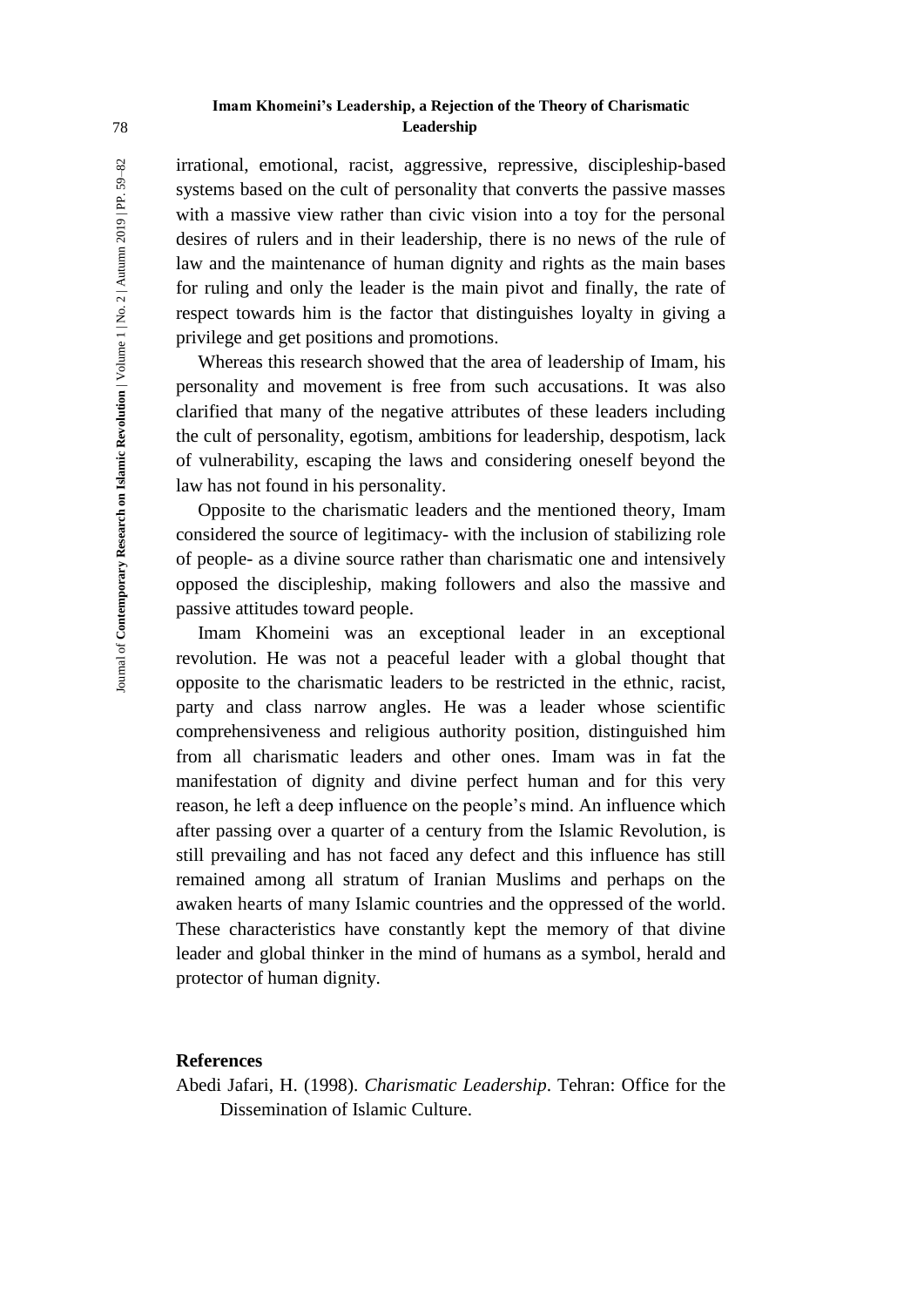irrational, emotional, racist, aggressive, repressive, discipleship-based systems based on the cult of personality that converts the passive masses with a massive view rather than civic vision into a toy for the personal desires of rulers and in their leadership, there is no news of the rule of law and the maintenance of human dignity and rights as the main bases for ruling and only the leader is the main pivot and finally, the rate of respect towards him is the factor that distinguishes loyalty in giving a privilege and get positions and promotions.

Whereas this research showed that the area of leadership of Imam, his personality and movement is free from such accusations. It was also clarified that many of the negative attributes of these leaders including the cult of personality, egotism, ambitions for leadership, despotism, lack of vulnerability, escaping the laws and considering oneself beyond the law has not found in his personality.

Opposite to the charismatic leaders and the mentioned theory, Imam considered the source of legitimacy- with the inclusion of stabilizing role of people- as a divine source rather than charismatic one and intensively opposed the discipleship, making followers and also the massive and passive attitudes toward people.

Imam Khomeini was an exceptional leader in an exceptional revolution. He was not a peaceful leader with a global thought that opposite to the charismatic leaders to be restricted in the ethnic, racist, party and class narrow angles. He was a leader whose scientific comprehensiveness and religious authority position, distinguished him from all charismatic leaders and other ones. Imam was in fat the manifestation of dignity and divine perfect human and for this very reason, he left a deep influence on the people's mind. An influence which after passing over a quarter of a century from the Islamic Revolution, is still prevailing and has not faced any defect and this influence has still remained among all stratum of Iranian Muslims and perhaps on the awaken hearts of many Islamic countries and the oppressed of the world. These characteristics have constantly kept the memory of that divine leader and global thinker in the mind of humans as a symbol, herald and protector of human dignity.

## References

Abedi Jafari, H. (1998). *Charismatic Leadership*. Tehran: Office for the Dissemination of Islamic Culture.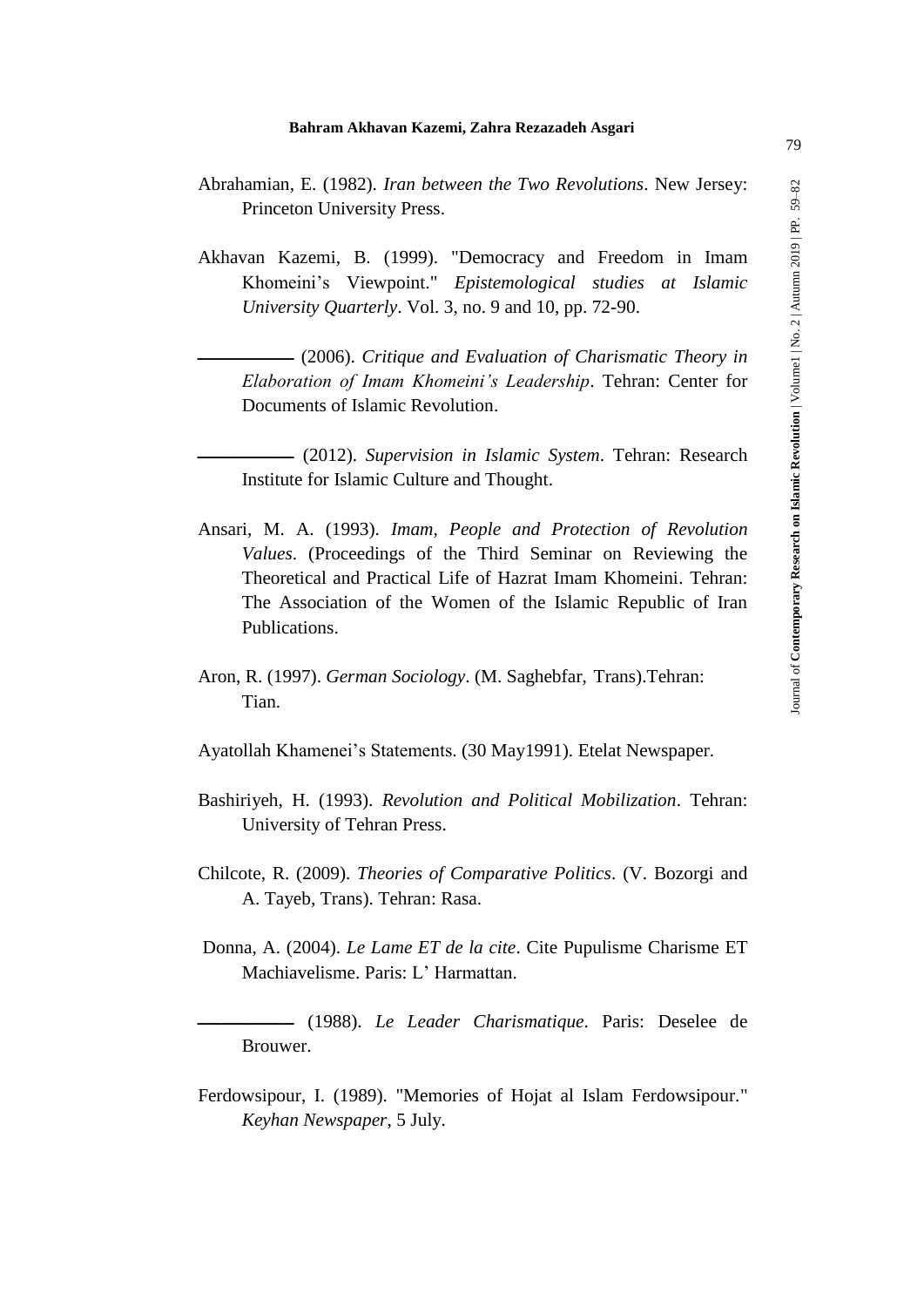Abrahamian, E. (1982). *Iran between the Two Revolutions*. New Jersey: Princeton University Press.

Akhavan Kazemi, B. (1999). "Democracy and Freedom in Imam Khomeini's Viewpoint." *Epistemological studies at Islamic University Quarterly*. Vol. 3, no. 9 and 10, pp. 72-90.

———— (2006). *Critique and Evaluation of Charismatic Theory in Elaboration of Imam Khomeini's Leadership*. Tehran: Center for Documents of Islamic Revolution.

———— (2012). *Supervision in Islamic System*. Tehran: Research Institute for Islamic Culture and Thought.

Ansari, M. A. (1993). *Imam, People and Protection of Revolution Values*. (Proceedings of the Third Seminar on Reviewing the Theoretical and Practical Life of Hazrat Imam Khomeini. Tehran: The Association of the Women of the Islamic Republic of Iran Publications.

Aron, R. (1997). *German Sociology*. (M. Saghebfar, Trans).Tehran: Tian.

Ayatollah Khamenei's Statements. (30 May1991). Etelat Newspaper.

Bashiriyeh, H. (1993). *Revolution and Political Mobilization*. Tehran: University of Tehran Press.

Chilcote, R. (2009). *Theories of Comparative Politics*. (V. Bozorgi and A. Tayeb, Trans). Tehran: Rasa.

Donna, A. (2004). *Le Lame ET de la cite*. Cite Pupulisme Charisme ET Machiavelisme. Paris: L' Harmattan.

———— (1988). *Le Leader Charismatique*. Paris: Deselee de Brouwer.

Ferdowsipour, I. (1989). "Memories of Hojat al Islam Ferdowsipour." *Keyhan Newspaper*, 5 July.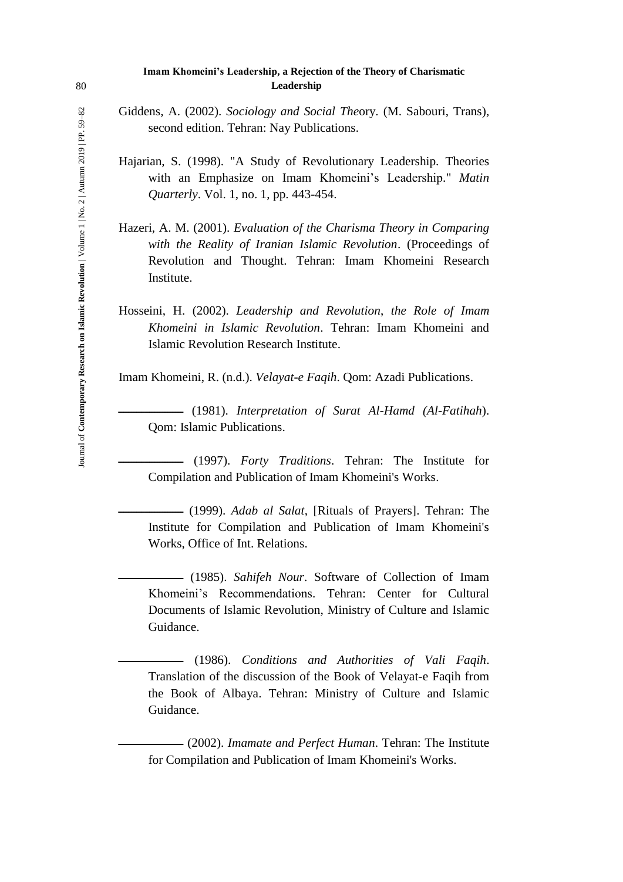Giddens, A. (2002). *Sociology and Social Theory*. (M. Sabouri, Trans), second edition. Tehran: Nay Publications.

Hajarian, S. (1998). "A Study of Revolutionary Leadership. Theories with an Emphasize on Imam Khomeini's Leadership." *Matin Quarterly*. Vol. 1, no. 1, pp. 443-454.

Hazeri, A. M. (2001). *Evaluation of the Charisma Theory in Comparing with the Reality of Iranian Islamic Revolution*. (Proceedings of Revolution and Thought. Tehran: Imam Khomeini Research Institute.

Hosseini, H. (2002). *Leadership and Revolution, the Role of Imam Khomeini in Islamic Revolution*. Tehran: Imam Khomeini and Islamic Revolution Research Institute.

Imam Khomeini, R. (n.d.). *Velayat-e Faqih*. Qom: Azadi Publications.

———— (1981). *Interpretation of Surat Al-Hamd (Al-Fatihah*). Qom: Islamic Publications.

———— (1997). *Forty Traditions*. Tehran: The Institute for Compilation and Publication of Imam Khomeini's Works.

———— (1999). *Adab al Salat*, [Rituals of Prayers]. Tehran: The Institute for Compilation and Publication of Imam Khomeini's Works, Office of Int. Relations.

———— (1985). *Sahifeh Nour*. Software of Collection of Imam Khomeini's Recommendations. Tehran: Center for Cultural Documents of Islamic Revolution, Ministry of Culture and Islamic Guidance.

———— (1986). *Conditions and Authorities of Vali Faqih*. Translation of the discussion of the Book of Velayat-e Faqih from the Book of Albaya. Tehran: Ministry of Culture and Islamic Guidance.

———— (2002). *Imamate and Perfect Human*. Tehran: The Institute for Compilation and Publication of Imam Khomeini's Works.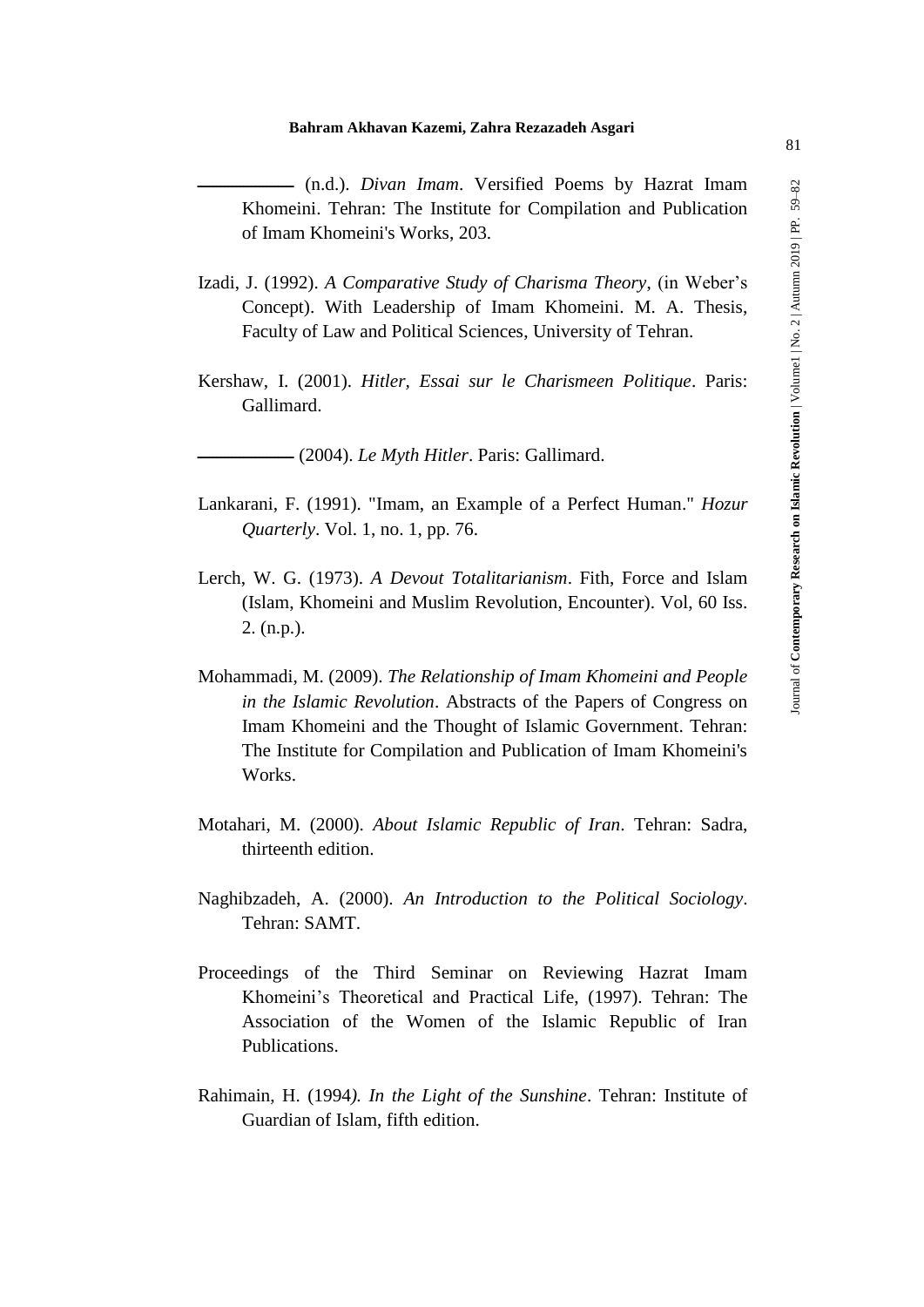———— (n.d.). *Divan Imam*. Versified Poems by Hazrat Imam Khomeini. Tehran: The Institute for Compilation and Publication of Imam Khomeini's Works, 203.

Izadi, J. (1992). *A Comparative Study of Charisma Theory*, (in Weber's Concept). With Leadership of Imam Khomeini. M. A. Thesis, Faculty of Law and Political Sciences, University of Tehran.

Kershaw, I. (2001). *Hitler, Essai sur le Charismeen Politique*. Paris: Gallimard.

———— (2004). *Le Myth Hitler*. Paris: Gallimard.

Lankarani, F. (1991). "Imam, an Example of a Perfect Human." *Hozur Quarterly*. Vol. 1, no. 1, pp. 76.

Lerch, W. G. (1973). *A Devout Totalitarianism*. Fith, Force and Islam (Islam, Khomeini and Muslim Revolution, Encounter). Vol, 60 Iss. 2. (n.p.).

Mohammadi, M. (2009). *The Relationship of Imam Khomeini and People in the Islamic Revolution*. Abstracts of the Papers of Congress on Imam Khomeini and the Thought of Islamic Government. Tehran: The Institute for Compilation and Publication of Imam Khomeini's Works.

Motahari, M. (2000). *About Islamic Republic of Iran*. Tehran: Sadra, thirteenth edition.

Naghibzadeh, A. (2000). *An Introduction to the Political Sociology*. Tehran: SAMT.

Proceedings of the Third Seminar on Reviewing Hazrat Imam Khomeini's Theoretical and Practical Life, (1997). Tehran: The Association of the Women of the Islamic Republic of Iran Publications.

Rahimain, H. (1994*). In the Light of the Sunshine*. Tehran: Institute of Guardian of Islam, fifth edition.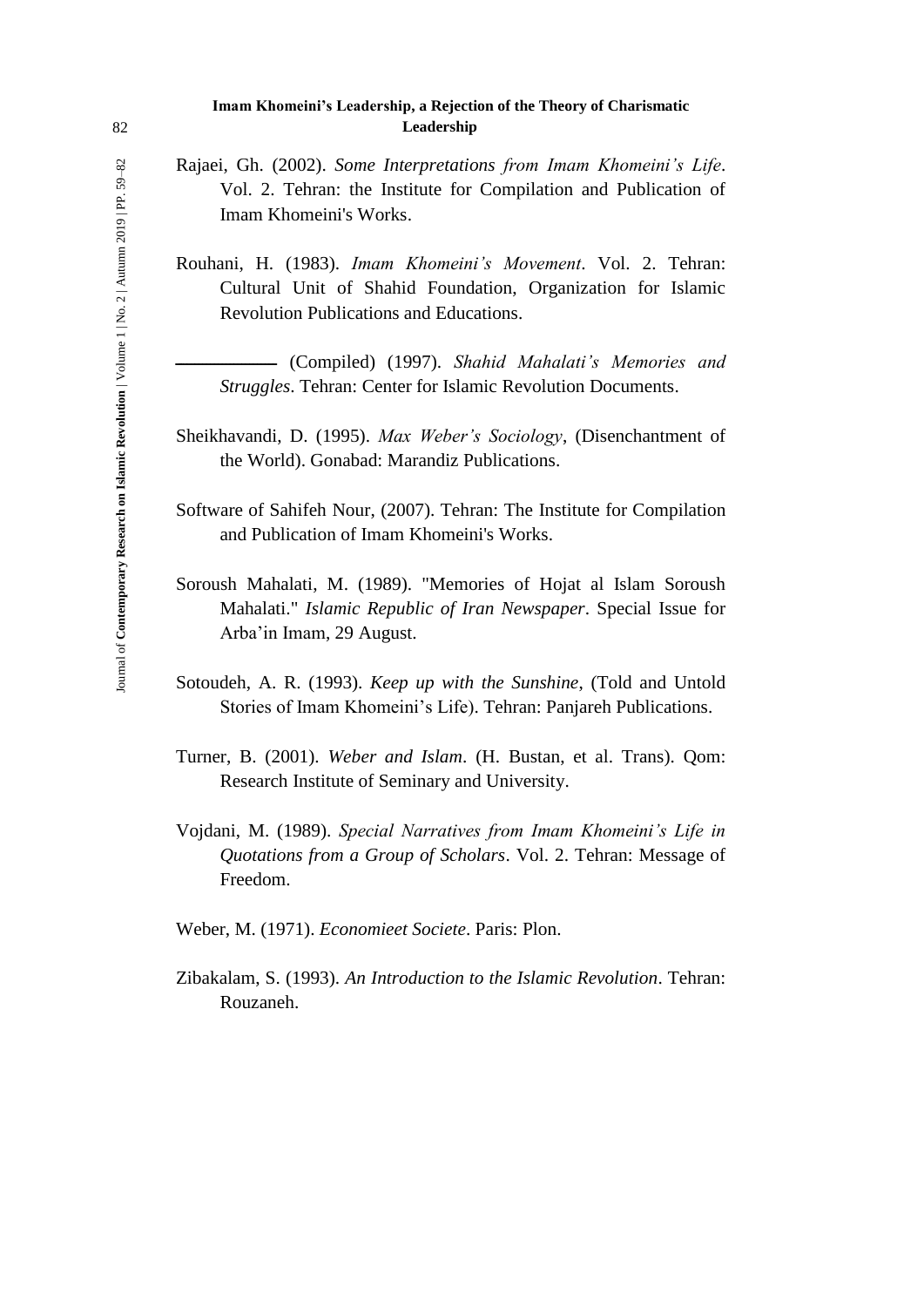Rajaei, Gh. (2002). *Some Interpretations from Imam Khomeini's Life*. Vol. 2. Tehran: the Institute for Compilation and Publication of Imam Khomeini's Works.

Rouhani, H. (1983). *Imam Khomeini's Movement*. Vol. 2. Tehran: Cultural Unit of Shahid Foundation, Organization for Islamic Revolution Publications and Educations.

———— (Compiled) (1997). *Shahid Mahalati's Memories and Struggles*. Tehran: Center for Islamic Revolution Documents.

Sheikhavandi, D. (1995). *Max Weber's Sociology*, (Disenchantment of the World). Gonabad: Marandiz Publications.

Software of Sahifeh Nour, (2007). Tehran: The Institute for Compilation and Publication of Imam Khomeini's Works.

Soroush Mahalati, M. (1989). "Memories of Hojat al Islam Soroush Mahalati." *Islamic Republic of Iran Newspaper*. Special Issue for Arba'in Imam, 29 August.

Sotoudeh, A. R. (1993). *Keep up with the Sunshine*, (Told and Untold Stories of Imam Khomeini's Life). Tehran: Panjareh Publications.

Turner, B. (2001). *Weber and Islam*. (H. Bustan, et al. Trans). Qom: Research Institute of Seminary and University.

Vojdani, M. (1989). *Special Narratives from Imam Khomeini's Life in Quotations from a Group of Scholars*. Vol. 2. Tehran: Message of Freedom.

Weber, M. (1971). *Economieet Societe*. Paris: Plon.

Zibakalam, S. (1993). *An Introduction to the Islamic Revolution*. Tehran: Rouzaneh.